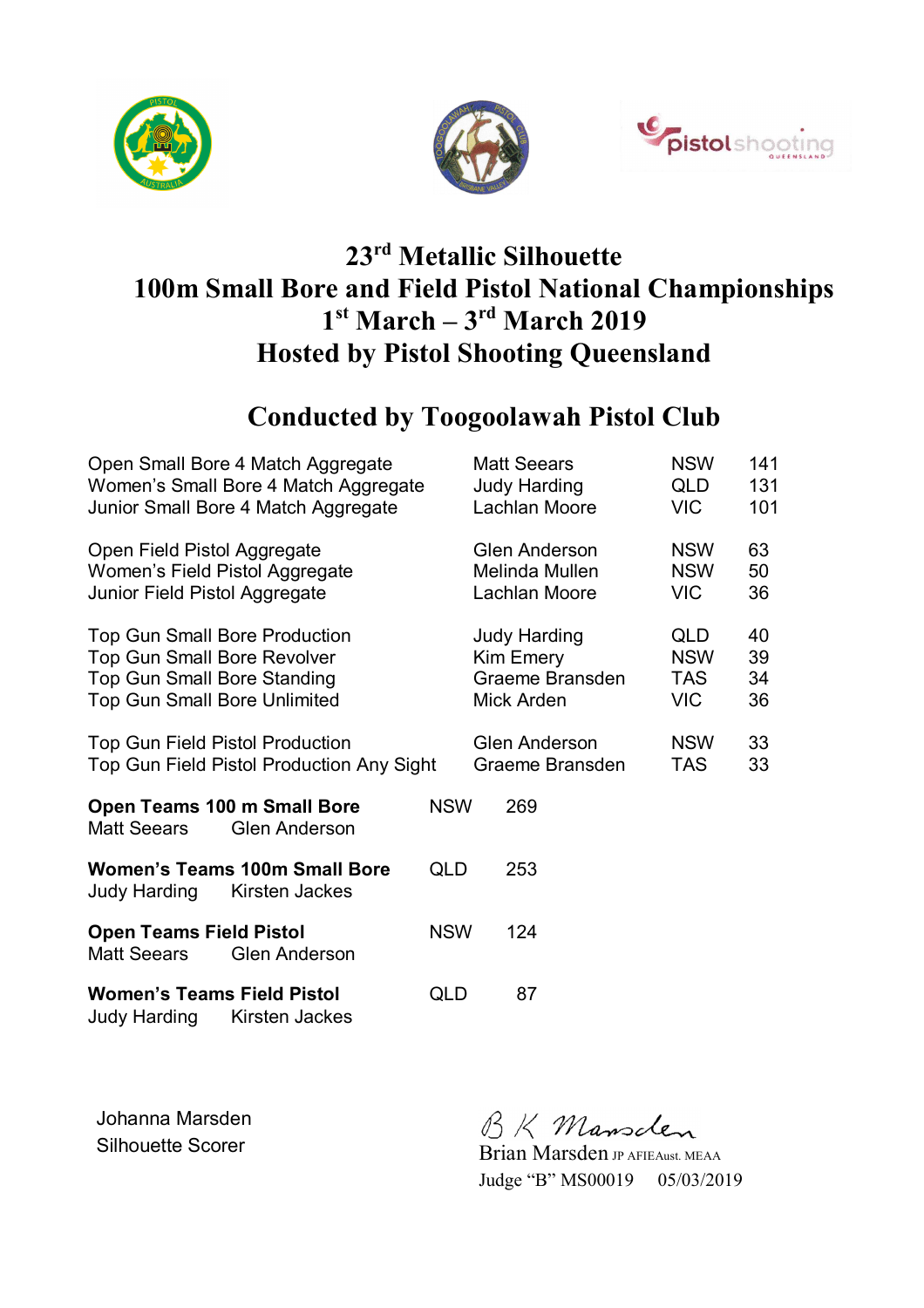# 23rd Metallic Silhouette
# 100m Small Bore and Field Pistol National Championships
# 1st March – 3rd March 2019
# Hosted by Pistol Shooting Queensland

## Conducted by Toogoolawah Pistol Club

| | | | |
|---|---|---|---|
| Open Small Bore 4 Match Aggregate | Matt Seears | NSW | 141 |
| Women's Small Bore 4 Match Aggregate | Judy Harding | QLD | 131 |
| Junior Small Bore 4 Match Aggregate | Lachlan Moore | VIC | 101 |
| Open Field Pistol Aggregate | Glen Anderson | NSW | 63 |
| Women's Field Pistol Aggregate | Melinda Mullen | NSW | 50 |
| Junior Field Pistol Aggregate | Lachlan Moore | VIC | 36 |
| Top Gun Small Bore Production | Judy Harding | QLD | 40 |
| Top Gun Small Bore Revolver | Kim Emery | NSW | 39 |
| Top Gun Small Bore Standing | Graeme Bransden | TAS | 34 |
| Top Gun Small Bore Unlimited | Mick Arden | VIC | 36 |
| Top Gun Field Pistol Production | Glen Anderson | NSW | 33 |
| Top Gun Field Pistol Production Any Sight | Graeme Bransden | TAS | 33 |

**Open Teams 100 m Small Bore** NSW 269
Matt Seears Glen Anderson

**Women's Teams 100m Small Bore** QLD 253
Judy Harding Kirsten Jackes

**Open Teams Field Pistol** NSW 124
Matt Seears Glen Anderson

**Women's Teams Field Pistol** QLD 87
Judy Harding Kirsten Jackes

Johanna Marsden
Silhouette Scorer

B K Marsden
Brian Marsden JP AFIEAust. MEAA
Judge "B" MS00019 05/03/2019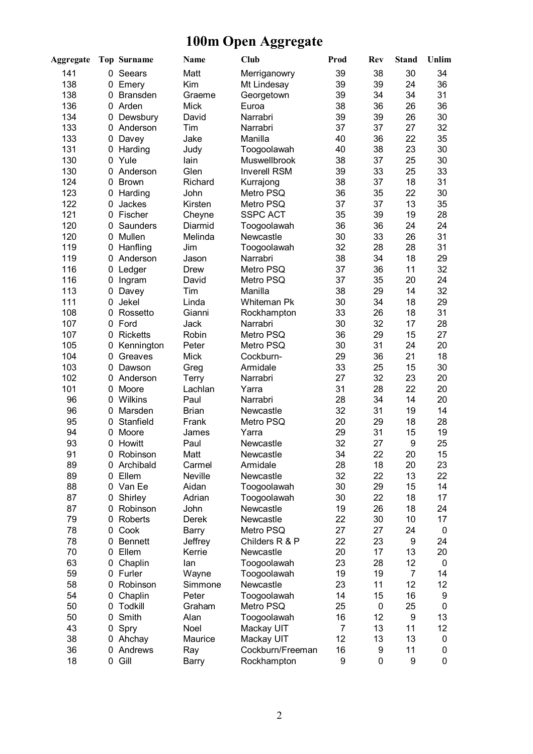# 100m Open Aggregate

| Aggregate | Top | Surname | Name | Club | Prod | Rev | Stand | Unlim |
|---|---|---|---|---|---|---|---|---|
| 141 | 0 | Seears | Matt | Merriganowry | 39 | 38 | 30 | 34 |
| 138 | 0 | Emery | Kim | Mt Lindesay | 39 | 39 | 24 | 36 |
| 138 | 0 | Bransden | Graeme | Georgetown | 39 | 34 | 34 | 31 |
| 136 | 0 | Arden | Mick | Euroa | 38 | 36 | 26 | 36 |
| 134 | 0 | Dewsbury | David | Narrabri | 39 | 39 | 26 | 30 |
| 133 | 0 | Anderson | Tim | Narrabri | 37 | 37 | 27 | 32 |
| 133 | 0 | Davey | Jake | Manilla | 40 | 36 | 22 | 35 |
| 131 | 0 | Harding | Judy | Toogoolawah | 40 | 38 | 23 | 30 |
| 130 | 0 | Yule | Iain | Muswellbrook | 38 | 37 | 25 | 30 |
| 130 | 0 | Anderson | Glen | Inverell RSM | 39 | 33 | 25 | 33 |
| 124 | 0 | Brown | Richard | Kurrajong | 38 | 37 | 18 | 31 |
| 123 | 0 | Harding | John | Metro PSQ | 36 | 35 | 22 | 30 |
| 122 | 0 | Jackes | Kirsten | Metro PSQ | 37 | 37 | 13 | 35 |
| 121 | 0 | Fischer | Cheyne | SSPC ACT | 35 | 39 | 19 | 28 |
| 120 | 0 | Saunders | Diarmid | Toogoolawah | 36 | 36 | 24 | 24 |
| 120 | 0 | Mullen | Melinda | Newcastle | 30 | 33 | 26 | 31 |
| 119 | 0 | Hanfling | Jim | Toogoolawah | 32 | 28 | 28 | 31 |
| 119 | 0 | Anderson | Jason | Narrabri | 38 | 34 | 18 | 29 |
| 116 | 0 | Ledger | Drew | Metro PSQ | 37 | 36 | 11 | 32 |
| 116 | 0 | Ingram | David | Metro PSQ | 37 | 35 | 20 | 24 |
| 113 | 0 | Davey | Tim | Manilla | 38 | 29 | 14 | 32 |
| 111 | 0 | Jekel | Linda | Whiteman Pk | 30 | 34 | 18 | 29 |
| 108 | 0 | Rossetto | Gianni | Rockhampton | 33 | 26 | 18 | 31 |
| 107 | 0 | Ford | Jack | Narrabri | 30 | 32 | 17 | 28 |
| 107 | 0 | Ricketts | Robin | Metro PSQ | 36 | 29 | 15 | 27 |
| 105 | 0 | Kennington | Peter | Metro PSQ | 30 | 31 | 24 | 20 |
| 104 | 0 | Greaves | Mick | Cockburn- | 29 | 36 | 21 | 18 |
| 103 | 0 | Dawson | Greg | Armidale | 33 | 25 | 15 | 30 |
| 102 | 0 | Anderson | Terry | Narrabri | 27 | 32 | 23 | 20 |
| 101 | 0 | Moore | Lachlan | Yarra | 31 | 28 | 22 | 20 |
| 96 | 0 | Wilkins | Paul | Narrabri | 28 | 34 | 14 | 20 |
| 96 | 0 | Marsden | Brian | Newcastle | 32 | 31 | 19 | 14 |
| 95 | 0 | Stanfield | Frank | Metro PSQ | 20 | 29 | 18 | 28 |
| 94 | 0 | Moore | James | Yarra | 29 | 31 | 15 | 19 |
| 93 | 0 | Howitt | Paul | Newcastle | 32 | 27 | 9 | 25 |
| 91 | 0 | Robinson | Matt | Newcastle | 34 | 22 | 20 | 15 |
| 89 | 0 | Archibald | Carmel | Armidale | 28 | 18 | 20 | 23 |
| 89 | 0 | Ellem | Neville | Newcastle | 32 | 22 | 13 | 22 |
| 88 | 0 | Van Ee | Aidan | Toogoolawah | 30 | 29 | 15 | 14 |
| 87 | 0 | Shirley | Adrian | Toogoolawah | 30 | 22 | 18 | 17 |
| 87 | 0 | Robinson | John | Newcastle | 19 | 26 | 18 | 24 |
| 79 | 0 | Roberts | Derek | Newcastle | 22 | 30 | 10 | 17 |
| 78 | 0 | Cook | Barry | Metro PSQ | 27 | 27 | 24 | 0 |
| 78 | 0 | Bennett | Jeffrey | Childers R & P | 22 | 23 | 9 | 24 |
| 70 | 0 | Ellem | Kerrie | Newcastle | 20 | 17 | 13 | 20 |
| 63 | 0 | Chaplin | Ian | Toogoolawah | 23 | 28 | 12 | 0 |
| 59 | 0 | Furler | Wayne | Toogoolawah | 19 | 19 | 7 | 14 |
| 58 | 0 | Robinson | Simmone | Newcastle | 23 | 11 | 12 | 12 |
| 54 | 0 | Chaplin | Peter | Toogoolawah | 14 | 15 | 16 | 9 |
| 50 | 0 | Todkill | Graham | Metro PSQ | 25 | 0 | 25 | 0 |
| 50 | 0 | Smith | Alan | Toogoolawah | 16 | 12 | 9 | 13 |
| 43 | 0 | Spry | Noel | Mackay UIT | 7 | 13 | 11 | 12 |
| 38 | 0 | Ahchay | Maurice | Mackay UIT | 12 | 13 | 13 | 0 |
| 36 | 0 | Andrews | Ray | Cockburn/Freeman | 16 | 9 | 11 | 0 |
| 18 | 0 | Gill | Barry | Rockhampton | 9 | 0 | 9 | 0 |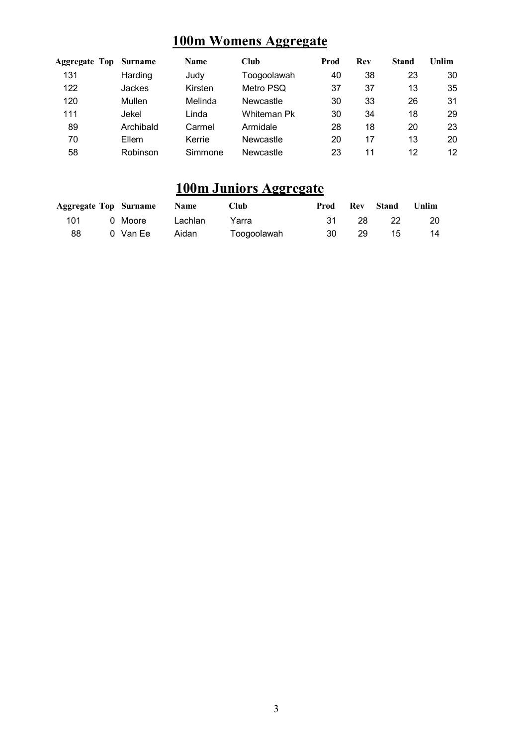## 100m Womens Aggregate

| Aggregate | Top | Surname | Name | Club | Prod | Rev | Stand | Unlim |
|---|---|---|---|---|---|---|---|---|
| 131 | | Harding | Judy | Toogoolawah | 40 | 38 | 23 | 30 |
| 122 | | Jackes | Kirsten | Metro PSQ | 37 | 37 | 13 | 35 |
| 120 | | Mullen | Melinda | Newcastle | 30 | 33 | 26 | 31 |
| 111 | | Jekel | Linda | Whiteman Pk | 30 | 34 | 18 | 29 |
| 89 | | Archibald | Carmel | Armidale | 28 | 18 | 20 | 23 |
| 70 | | Ellem | Kerrie | Newcastle | 20 | 17 | 13 | 20 |
| 58 | | Robinson | Simmone | Newcastle | 23 | 11 | 12 | 12 |

## 100m Juniors Aggregate

| Aggregate | Top | Surname | Name | Club | Prod | Rev | Stand | Unlim |
|---|---|---|---|---|---|---|---|---|
| 101 | 0 | Moore | Lachlan | Yarra | 31 | 28 | 22 | 20 |
| 88 | 0 | Van Ee | Aidan | Toogoolawah | 30 | 29 | 15 | 14 |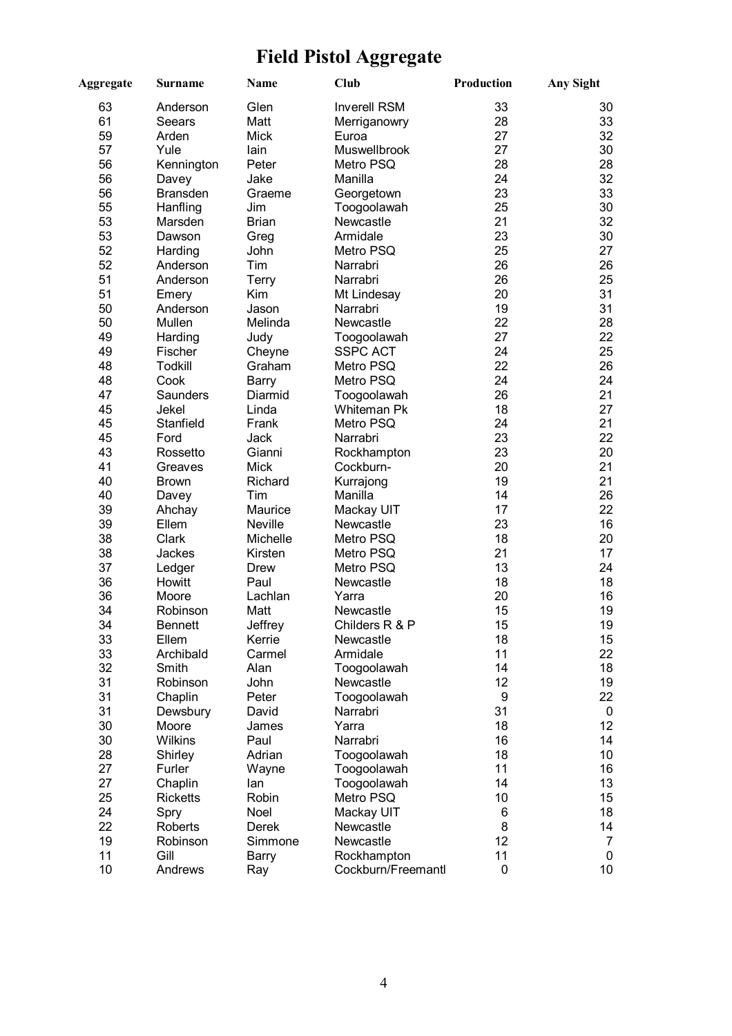# Field Pistol Aggregate

| Aggregate | Surname | Name | Club | Production | Any Sight |
|---|---|---|---|---|---|
| 63 | Anderson | Glen | Inverell RSM | 33 | 30 |
| 61 | Seears | Matt | Merriganowry | 28 | 33 |
| 59 | Arden | Mick | Euroa | 27 | 32 |
| 57 | Yule | Iain | Muswellbrook | 27 | 30 |
| 56 | Kennington | Peter | Metro PSQ | 28 | 28 |
| 56 | Davey | Jake | Manilla | 24 | 32 |
| 56 | Bransden | Graeme | Georgetown | 23 | 33 |
| 55 | Hanfling | Jim | Toogoolawah | 25 | 30 |
| 53 | Marsden | Brian | Newcastle | 21 | 32 |
| 53 | Dawson | Greg | Armidale | 23 | 30 |
| 52 | Harding | John | Metro PSQ | 25 | 27 |
| 52 | Anderson | Tim | Narrabri | 26 | 26 |
| 51 | Anderson | Terry | Narrabri | 26 | 25 |
| 51 | Emery | Kim | Mt Lindesay | 20 | 31 |
| 50 | Anderson | Jason | Narrabri | 19 | 31 |
| 50 | Mullen | Melinda | Newcastle | 22 | 28 |
| 49 | Harding | Judy | Toogoolawah | 27 | 22 |
| 49 | Fischer | Cheyne | SSPC ACT | 24 | 25 |
| 48 | Todkill | Graham | Metro PSQ | 22 | 26 |
| 48 | Cook | Barry | Metro PSQ | 24 | 24 |
| 47 | Saunders | Diarmid | Toogoolawah | 26 | 21 |
| 45 | Jekel | Linda | Whiteman Pk | 18 | 27 |
| 45 | Stanfield | Frank | Metro PSQ | 24 | 21 |
| 45 | Ford | Jack | Narrabri | 23 | 22 |
| 43 | Rossetto | Gianni | Rockhampton | 23 | 20 |
| 41 | Greaves | Mick | Cockburn- | 20 | 21 |
| 40 | Brown | Richard | Kurrajong | 19 | 21 |
| 40 | Davey | Tim | Manilla | 14 | 26 |
| 39 | Ahchay | Maurice | Mackay UIT | 17 | 22 |
| 39 | Ellem | Neville | Newcastle | 23 | 16 |
| 38 | Clark | Michelle | Metro PSQ | 18 | 20 |
| 38 | Jackes | Kirsten | Metro PSQ | 21 | 17 |
| 37 | Ledger | Drew | Metro PSQ | 13 | 24 |
| 36 | Howitt | Paul | Newcastle | 18 | 18 |
| 36 | Moore | Lachlan | Yarra | 20 | 16 |
| 34 | Robinson | Matt | Newcastle | 15 | 19 |
| 34 | Bennett | Jeffrey | Childers R & P | 15 | 19 |
| 33 | Ellem | Kerrie | Newcastle | 18 | 15 |
| 33 | Archibald | Carmel | Armidale | 11 | 22 |
| 32 | Smith | Alan | Toogoolawah | 14 | 18 |
| 31 | Robinson | John | Newcastle | 12 | 19 |
| 31 | Chaplin | Peter | Toogoolawah | 9 | 22 |
| 31 | Dewsbury | David | Narrabri | 31 | 0 |
| 30 | Moore | James | Yarra | 18 | 12 |
| 30 | Wilkins | Paul | Narrabri | 16 | 14 |
| 28 | Shirley | Adrian | Toogoolawah | 18 | 10 |
| 27 | Furler | Wayne | Toogoolawah | 11 | 16 |
| 27 | Chaplin | Ian | Toogoolawah | 14 | 13 |
| 25 | Ricketts | Robin | Metro PSQ | 10 | 15 |
| 24 | Spry | Noel | Mackay UIT | 6 | 18 |
| 22 | Roberts | Derek | Newcastle | 8 | 14 |
| 19 | Robinson | Simmone | Newcastle | 12 | 7 |
| 11 | Gill | Barry | Rockhampton | 11 | 0 |
| 10 | Andrews | Ray | Cockburn/Freemantl | 0 | 10 |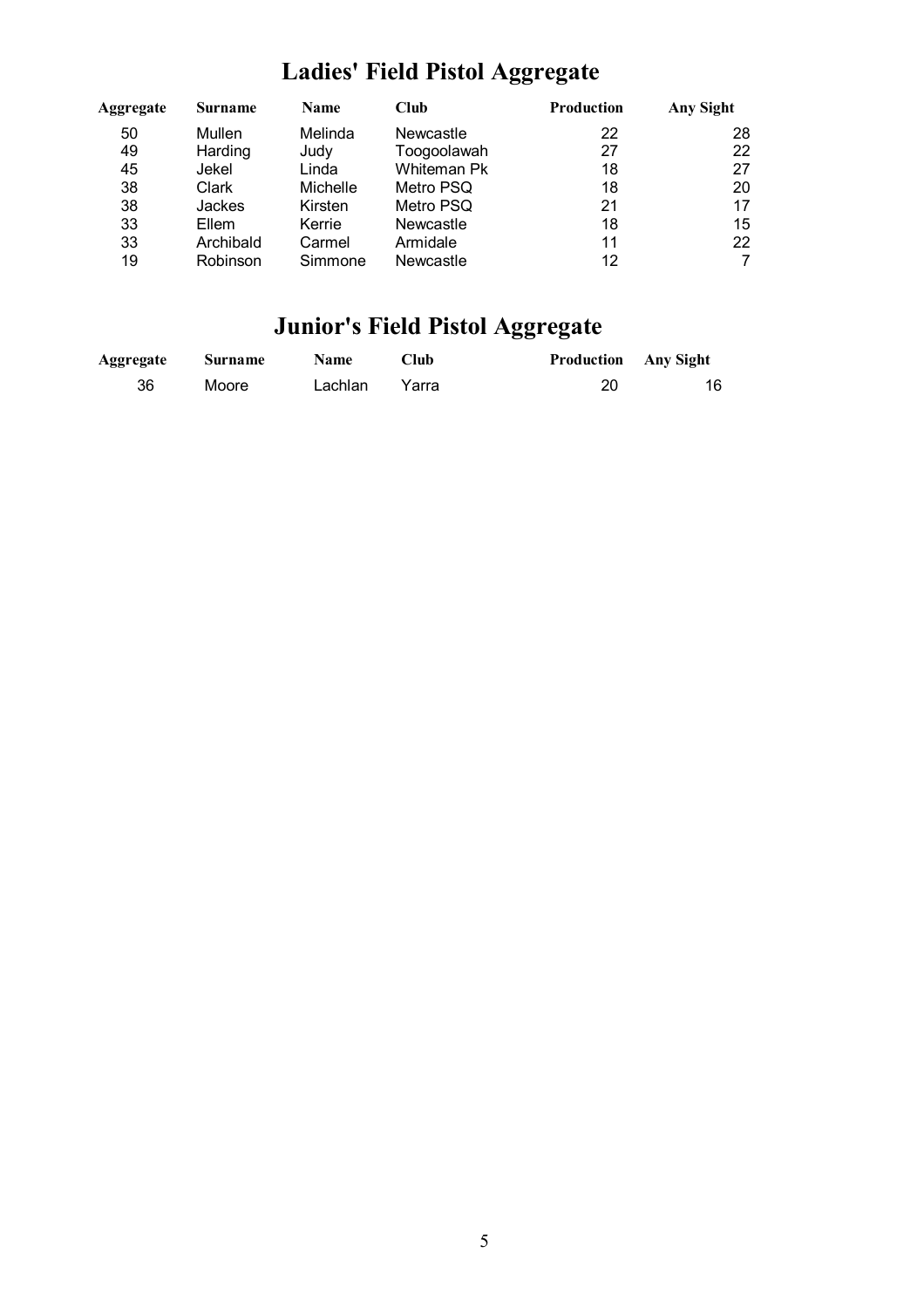# Ladies' Field Pistol Aggregate

| Aggregate | Surname | Name | Club | Production | Any Sight |
|---|---|---|---|---|---|
| 50 | Mullen | Melinda | Newcastle | 22 | 28 |
| 49 | Harding | Judy | Toogoolawah | 27 | 22 |
| 45 | Jekel | Linda | Whiteman Pk | 18 | 27 |
| 38 | Clark | Michelle | Metro PSQ | 18 | 20 |
| 38 | Jackes | Kirsten | Metro PSQ | 21 | 17 |
| 33 | Ellem | Kerrie | Newcastle | 18 | 15 |
| 33 | Archibald | Carmel | Armidale | 11 | 22 |
| 19 | Robinson | Simmone | Newcastle | 12 | 7 |

# Junior's Field Pistol Aggregate

| Aggregate | Surname | Name | Club | Production | Any Sight |
|---|---|---|---|---|---|
| 36 | Moore | Lachlan | Yarra | 20 | 16 |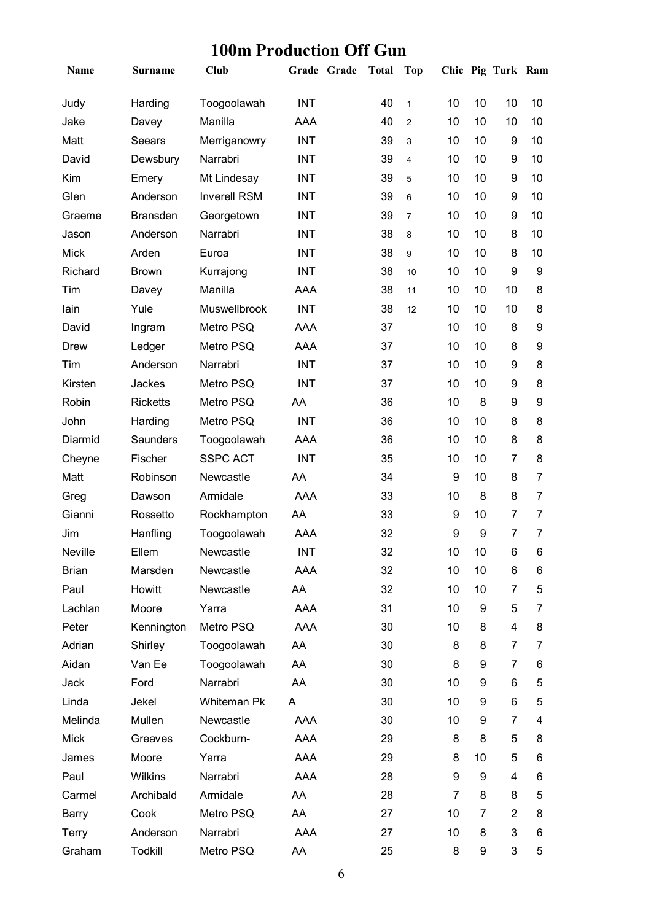# 100m Production Off Gun

| Name | Surname | Club | Grade | Grade | Total | Top | Chic | Pig | Turk | Ram |
|---|---|---|---|---|---|---|---|---|---|---|
| Judy | Harding | Toogoolawah | INT | | 40 | 1 | 10 | 10 | 10 | 10 |
| Jake | Davey | Manilla | AAA | | 40 | 2 | 10 | 10 | 10 | 10 |
| Matt | Seears | Merriganowry | INT | | 39 | 3 | 10 | 10 | 9 | 10 |
| David | Dewsbury | Narrabri | INT | | 39 | 4 | 10 | 10 | 9 | 10 |
| Kim | Emery | Mt Lindesay | INT | | 39 | 5 | 10 | 10 | 9 | 10 |
| Glen | Anderson | Inverell RSM | INT | | 39 | 6 | 10 | 10 | 9 | 10 |
| Graeme | Bransden | Georgetown | INT | | 39 | 7 | 10 | 10 | 9 | 10 |
| Jason | Anderson | Narrabri | INT | | 38 | 8 | 10 | 10 | 8 | 10 |
| Mick | Arden | Euroa | INT | | 38 | 9 | 10 | 10 | 8 | 10 |
| Richard | Brown | Kurrajong | INT | | 38 | 10 | 10 | 10 | 9 | 9 |
| Tim | Davey | Manilla | AAA | | 38 | 11 | 10 | 10 | 10 | 8 |
| Iain | Yule | Muswellbrook | INT | | 38 | 12 | 10 | 10 | 10 | 8 |
| David | Ingram | Metro PSQ | AAA | | 37 | | 10 | 10 | 8 | 9 |
| Drew | Ledger | Metro PSQ | AAA | | 37 | | 10 | 10 | 8 | 9 |
| Tim | Anderson | Narrabri | INT | | 37 | | 10 | 10 | 9 | 8 |
| Kirsten | Jackes | Metro PSQ | INT | | 37 | | 10 | 10 | 9 | 8 |
| Robin | Ricketts | Metro PSQ | AA | | 36 | | 10 | 8 | 9 | 9 |
| John | Harding | Metro PSQ | INT | | 36 | | 10 | 10 | 8 | 8 |
| Diarmid | Saunders | Toogoolawah | AAA | | 36 | | 10 | 10 | 8 | 8 |
| Cheyne | Fischer | SSPC ACT | INT | | 35 | | 10 | 10 | 7 | 8 |
| Matt | Robinson | Newcastle | AA | | 34 | | 9 | 10 | 8 | 7 |
| Greg | Dawson | Armidale | AAA | | 33 | | 10 | 8 | 8 | 7 |
| Gianni | Rossetto | Rockhampton | AA | | 33 | | 9 | 10 | 7 | 7 |
| Jim | Hanfling | Toogoolawah | AAA | | 32 | | 9 | 9 | 7 | 7 |
| Neville | Ellem | Newcastle | INT | | 32 | | 10 | 10 | 6 | 6 |
| Brian | Marsden | Newcastle | AAA | | 32 | | 10 | 10 | 6 | 6 |
| Paul | Howitt | Newcastle | AA | | 32 | | 10 | 10 | 7 | 5 |
| Lachlan | Moore | Yarra | AAA | | 31 | | 10 | 9 | 5 | 7 |
| Peter | Kennington | Metro PSQ | AAA | | 30 | | 10 | 8 | 4 | 8 |
| Adrian | Shirley | Toogoolawah | AA | | 30 | | 8 | 8 | 7 | 7 |
| Aidan | Van Ee | Toogoolawah | AA | | 30 | | 8 | 9 | 7 | 6 |
| Jack | Ford | Narrabri | AA | | 30 | | 10 | 9 | 6 | 5 |
| Linda | Jekel | Whiteman Pk | A | | 30 | | 10 | 9 | 6 | 5 |
| Melinda | Mullen | Newcastle | AAA | | 30 | | 10 | 9 | 7 | 4 |
| Mick | Greaves | Cockburn- | AAA | | 29 | | 8 | 8 | 5 | 8 |
| James | Moore | Yarra | AAA | | 29 | | 8 | 10 | 5 | 6 |
| Paul | Wilkins | Narrabri | AAA | | 28 | | 9 | 9 | 4 | 6 |
| Carmel | Archibald | Armidale | AA | | 28 | | 7 | 8 | 8 | 5 |
| Barry | Cook | Metro PSQ | AA | | 27 | | 10 | 7 | 2 | 8 |
| Terry | Anderson | Narrabri | AAA | | 27 | | 10 | 8 | 3 | 6 |
| Graham | Todkill | Metro PSQ | AA | | 25 | | 8 | 9 | 3 | 5 |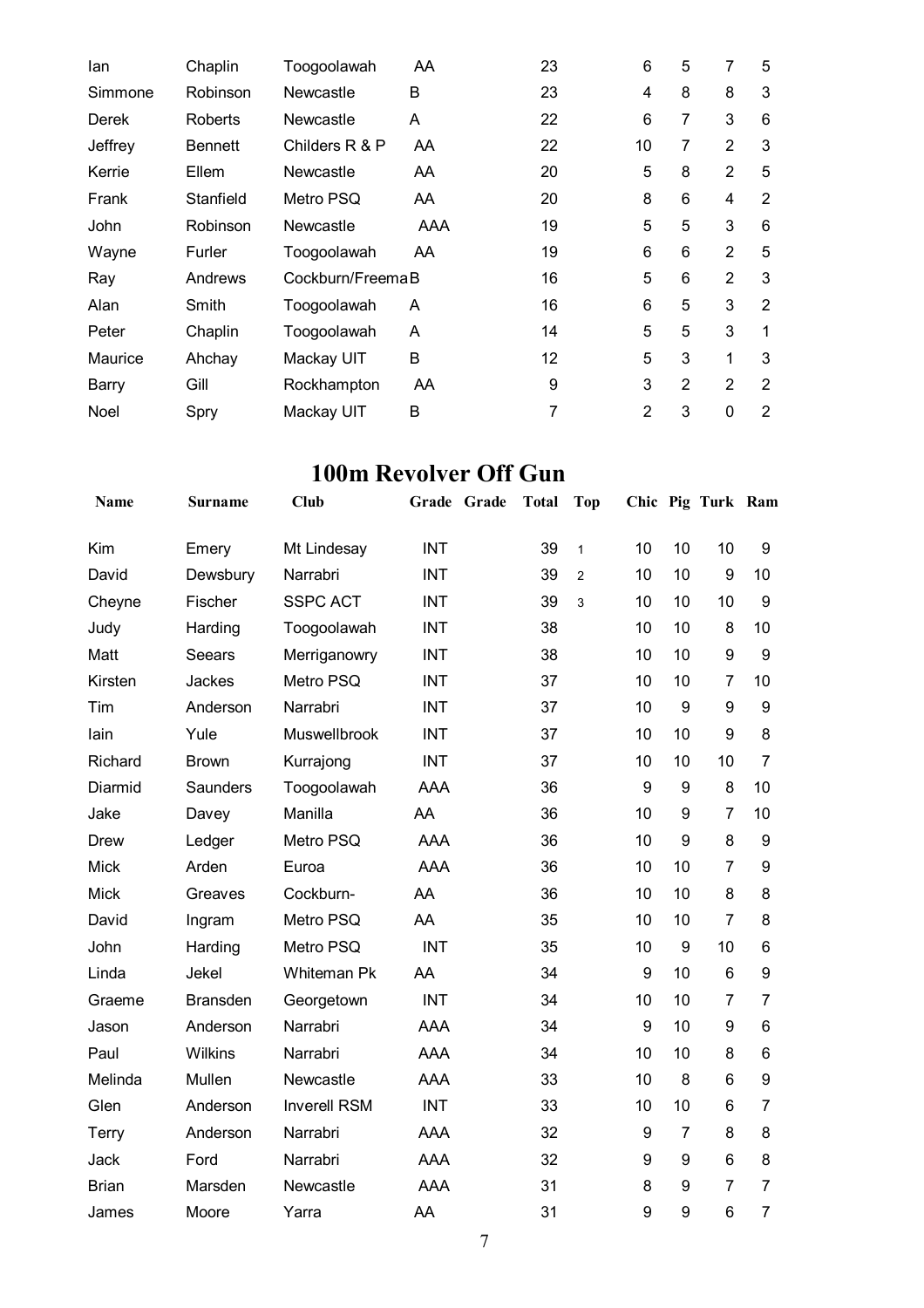| | | | | | | | | | | |
|---|---|---|---|---|---|---|---|---|---|---|
| Ian | Chaplin | Toogoolawah | AA | | 23 | | 6 | 5 | 7 | 5 |
| Simmone | Robinson | Newcastle | B | | 23 | | 4 | 8 | 8 | 3 |
| Derek | Roberts | Newcastle | A | | 22 | | 6 | 7 | 3 | 6 |
| Jeffrey | Bennett | Childers R & P | AA | | 22 | | 10 | 7 | 2 | 3 |
| Kerrie | Ellem | Newcastle | AA | | 20 | | 5 | 8 | 2 | 5 |
| Frank | Stanfield | Metro PSQ | AA | | 20 | | 8 | 6 | 4 | 2 |
| John | Robinson | Newcastle | AAA | | 19 | | 5 | 5 | 3 | 6 |
| Wayne | Furler | Toogoolawah | AA | | 19 | | 6 | 6 | 2 | 5 |
| Ray | Andrews | Cockburn/Freema | B | | 16 | | 5 | 6 | 2 | 3 |
| Alan | Smith | Toogoolawah | A | | 16 | | 6 | 5 | 3 | 2 |
| Peter | Chaplin | Toogoolawah | A | | 14 | | 5 | 5 | 3 | 1 |
| Maurice | Ahchay | Mackay UIT | B | | 12 | | 5 | 3 | 1 | 3 |
| Barry | Gill | Rockhampton | AA | | 9 | | 3 | 2 | 2 | 2 |
| Noel | Spry | Mackay UIT | B | | 7 | | 2 | 3 | 0 | 2 |

# 100m Revolver Off Gun

| Name | Surname | Club | Grade | Grade | Total | Top | Chic | Pig | Turk | Ram |
|---|---|---|---|---|---|---|---|---|---|---|
| Kim | Emery | Mt Lindesay | INT | | 39 | 1 | 10 | 10 | 10 | 9 |
| David | Dewsbury | Narrabri | INT | | 39 | 2 | 10 | 10 | 9 | 10 |
| Cheyne | Fischer | SSPC ACT | INT | | 39 | 3 | 10 | 10 | 10 | 9 |
| Judy | Harding | Toogoolawah | INT | | 38 | | 10 | 10 | 8 | 10 |
| Matt | Seears | Merriganowry | INT | | 38 | | 10 | 10 | 9 | 9 |
| Kirsten | Jackes | Metro PSQ | INT | | 37 | | 10 | 10 | 7 | 10 |
| Tim | Anderson | Narrabri | INT | | 37 | | 10 | 9 | 9 | 9 |
| Iain | Yule | Muswellbrook | INT | | 37 | | 10 | 10 | 9 | 8 |
| Richard | Brown | Kurrajong | INT | | 37 | | 10 | 10 | 10 | 7 |
| Diarmid | Saunders | Toogoolawah | AAA | | 36 | | 9 | 9 | 8 | 10 |
| Jake | Davey | Manilla | AA | | 36 | | 10 | 9 | 7 | 10 |
| Drew | Ledger | Metro PSQ | AAA | | 36 | | 10 | 9 | 8 | 9 |
| Mick | Arden | Euroa | AAA | | 36 | | 10 | 10 | 7 | 9 |
| Mick | Greaves | Cockburn- | AA | | 36 | | 10 | 10 | 8 | 8 |
| David | Ingram | Metro PSQ | AA | | 35 | | 10 | 10 | 7 | 8 |
| John | Harding | Metro PSQ | INT | | 35 | | 10 | 9 | 10 | 6 |
| Linda | Jekel | Whiteman Pk | AA | | 34 | | 9 | 10 | 6 | 9 |
| Graeme | Bransden | Georgetown | INT | | 34 | | 10 | 10 | 7 | 7 |
| Jason | Anderson | Narrabri | AAA | | 34 | | 9 | 10 | 9 | 6 |
| Paul | Wilkins | Narrabri | AAA | | 34 | | 10 | 10 | 8 | 6 |
| Melinda | Mullen | Newcastle | AAA | | 33 | | 10 | 8 | 6 | 9 |
| Glen | Anderson | Inverell RSM | INT | | 33 | | 10 | 10 | 6 | 7 |
| Terry | Anderson | Narrabri | AAA | | 32 | | 9 | 7 | 8 | 8 |
| Jack | Ford | Narrabri | AAA | | 32 | | 9 | 9 | 6 | 8 |
| Brian | Marsden | Newcastle | AAA | | 31 | | 8 | 9 | 7 | 7 |
| James | Moore | Yarra | AA | | 31 | | 9 | 9 | 6 | 7 |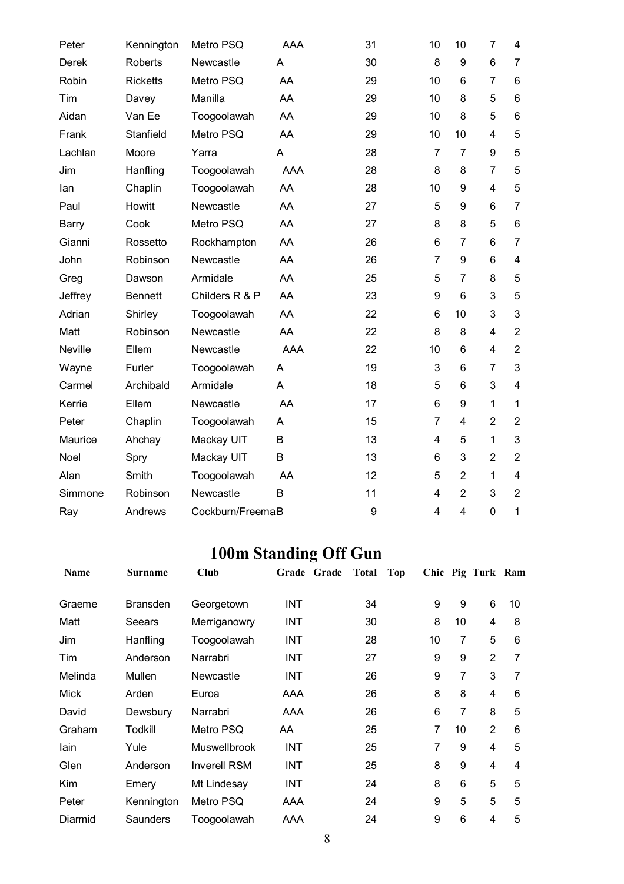| Name | Surname | Club | Grade | Grade | Total | Top | Chic | Pig | Turk | Ram |
|---|---|---|---|---|---|---|---|---|---|---|
| Peter | Kennington | Metro PSQ | AAA | | 31 | | 10 | 10 | 7 | 4 |
| Derek | Roberts | Newcastle | A | | 30 | | 8 | 9 | 6 | 7 |
| Robin | Ricketts | Metro PSQ | AA | | 29 | | 10 | 6 | 7 | 6 |
| Tim | Davey | Manilla | AA | | 29 | | 10 | 8 | 5 | 6 |
| Aidan | Van Ee | Toogoolawah | AA | | 29 | | 10 | 8 | 5 | 6 |
| Frank | Stanfield | Metro PSQ | AA | | 29 | | 10 | 10 | 4 | 5 |
| Lachlan | Moore | Yarra | A | | 28 | | 7 | 7 | 9 | 5 |
| Jim | Hanfling | Toogoolawah | AAA | | 28 | | 8 | 8 | 7 | 5 |
| Ian | Chaplin | Toogoolawah | AA | | 28 | | 10 | 9 | 4 | 5 |
| Paul | Howitt | Newcastle | AA | | 27 | | 5 | 9 | 6 | 7 |
| Barry | Cook | Metro PSQ | AA | | 27 | | 8 | 8 | 5 | 6 |
| Gianni | Rossetto | Rockhampton | AA | | 26 | | 6 | 7 | 6 | 7 |
| John | Robinson | Newcastle | AA | | 26 | | 7 | 9 | 6 | 4 |
| Greg | Dawson | Armidale | AA | | 25 | | 5 | 7 | 8 | 5 |
| Jeffrey | Bennett | Childers R & P | AA | | 23 | | 9 | 6 | 3 | 5 |
| Adrian | Shirley | Toogoolawah | AA | | 22 | | 6 | 10 | 3 | 3 |
| Matt | Robinson | Newcastle | AA | | 22 | | 8 | 8 | 4 | 2 |
| Neville | Ellem | Newcastle | AAA | | 22 | | 10 | 6 | 4 | 2 |
| Wayne | Furler | Toogoolawah | A | | 19 | | 3 | 6 | 7 | 3 |
| Carmel | Archibald | Armidale | A | | 18 | | 5 | 6 | 3 | 4 |
| Kerrie | Ellem | Newcastle | AA | | 17 | | 6 | 9 | 1 | 1 |
| Peter | Chaplin | Toogoolawah | A | | 15 | | 7 | 4 | 2 | 2 |
| Maurice | Ahchay | Mackay UIT | B | | 13 | | 4 | 5 | 1 | 3 |
| Noel | Spry | Mackay UIT | B | | 13 | | 6 | 3 | 2 | 2 |
| Alan | Smith | Toogoolawah | AA | | 12 | | 5 | 2 | 1 | 4 |
| Simmone | Robinson | Newcastle | B | | 11 | | 4 | 2 | 3 | 2 |
| Ray | Andrews | Cockburn/Freema | B | | 9 | | 4 | 4 | 0 | 1 |

# 100m Standing Off Gun

| Name | Surname | Club | Grade | Grade | Total | Top | Chic | Pig | Turk | Ram |
|---|---|---|---|---|---|---|---|---|---|---|
| Graeme | Bransden | Georgetown | INT | | 34 | | 9 | 9 | 6 | 10 |
| Matt | Seears | Merriganowry | INT | | 30 | | 8 | 10 | 4 | 8 |
| Jim | Hanfling | Toogoolawah | INT | | 28 | | 10 | 7 | 5 | 6 |
| Tim | Anderson | Narrabri | INT | | 27 | | 9 | 9 | 2 | 7 |
| Melinda | Mullen | Newcastle | INT | | 26 | | 9 | 7 | 3 | 7 |
| Mick | Arden | Euroa | AAA | | 26 | | 8 | 8 | 4 | 6 |
| David | Dewsbury | Narrabri | AAA | | 26 | | 6 | 7 | 8 | 5 |
| Graham | Todkill | Metro PSQ | AA | | 25 | | 7 | 10 | 2 | 6 |
| Iain | Yule | Muswellbrook | INT | | 25 | | 7 | 9 | 4 | 5 |
| Glen | Anderson | Inverell RSM | INT | | 25 | | 8 | 9 | 4 | 4 |
| Kim | Emery | Mt Lindesay | INT | | 24 | | 8 | 6 | 5 | 5 |
| Peter | Kennington | Metro PSQ | AAA | | 24 | | 9 | 5 | 5 | 5 |
| Diarmid | Saunders | Toogoolawah | AAA | | 24 | | 9 | 6 | 4 | 5 |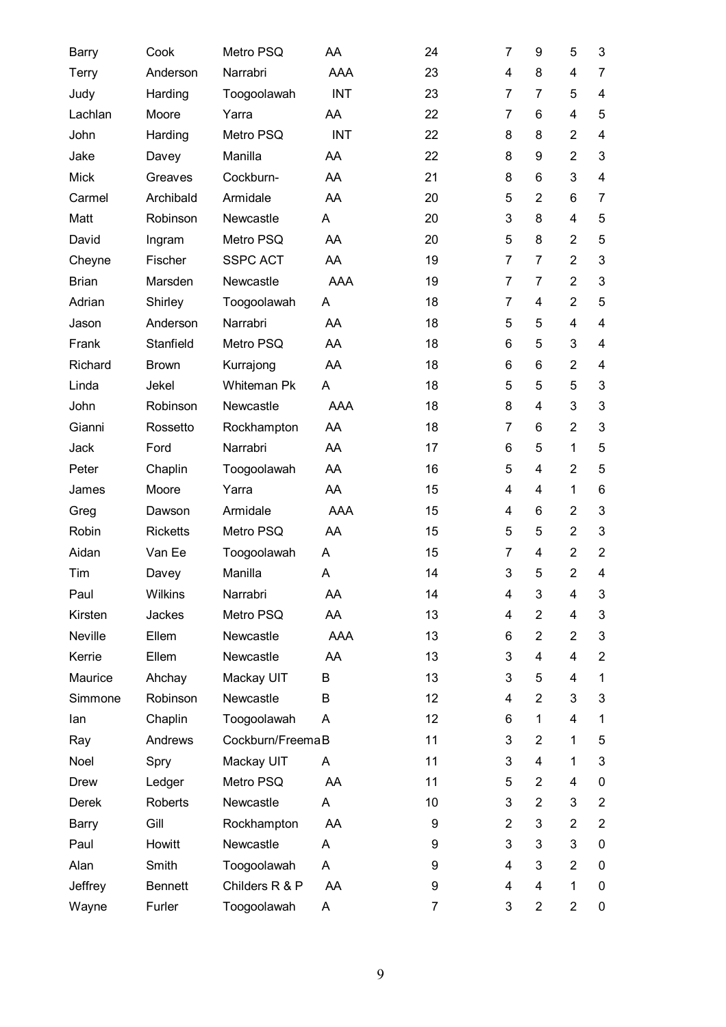| | | | | | | | | |
|---|---|---|---|---|---|---|---|---|
| Barry | Cook | Metro PSQ | AA | 24 | 7 | 9 | 5 | 3 |
| Terry | Anderson | Narrabri | AAA | 23 | 4 | 8 | 4 | 7 |
| Judy | Harding | Toogoolawah | INT | 23 | 7 | 7 | 5 | 4 |
| Lachlan | Moore | Yarra | AA | 22 | 7 | 6 | 4 | 5 |
| John | Harding | Metro PSQ | INT | 22 | 8 | 8 | 2 | 4 |
| Jake | Davey | Manilla | AA | 22 | 8 | 9 | 2 | 3 |
| Mick | Greaves | Cockburn- | AA | 21 | 8 | 6 | 3 | 4 |
| Carmel | Archibald | Armidale | AA | 20 | 5 | 2 | 6 | 7 |
| Matt | Robinson | Newcastle | A | 20 | 3 | 8 | 4 | 5 |
| David | Ingram | Metro PSQ | AA | 20 | 5 | 8 | 2 | 5 |
| Cheyne | Fischer | SSPC ACT | AA | 19 | 7 | 7 | 2 | 3 |
| Brian | Marsden | Newcastle | AAA | 19 | 7 | 7 | 2 | 3 |
| Adrian | Shirley | Toogoolawah | A | 18 | 7 | 4 | 2 | 5 |
| Jason | Anderson | Narrabri | AA | 18 | 5 | 5 | 4 | 4 |
| Frank | Stanfield | Metro PSQ | AA | 18 | 6 | 5 | 3 | 4 |
| Richard | Brown | Kurrajong | AA | 18 | 6 | 6 | 2 | 4 |
| Linda | Jekel | Whiteman Pk | A | 18 | 5 | 5 | 5 | 3 |
| John | Robinson | Newcastle | AAA | 18 | 8 | 4 | 3 | 3 |
| Gianni | Rossetto | Rockhampton | AA | 18 | 7 | 6 | 2 | 3 |
| Jack | Ford | Narrabri | AA | 17 | 6 | 5 | 1 | 5 |
| Peter | Chaplin | Toogoolawah | AA | 16 | 5 | 4 | 2 | 5 |
| James | Moore | Yarra | AA | 15 | 4 | 4 | 1 | 6 |
| Greg | Dawson | Armidale | AAA | 15 | 4 | 6 | 2 | 3 |
| Robin | Ricketts | Metro PSQ | AA | 15 | 5 | 5 | 2 | 3 |
| Aidan | Van Ee | Toogoolawah | A | 15 | 7 | 4 | 2 | 2 |
| Tim | Davey | Manilla | A | 14 | 3 | 5 | 2 | 4 |
| Paul | Wilkins | Narrabri | AA | 14 | 4 | 3 | 4 | 3 |
| Kirsten | Jackes | Metro PSQ | AA | 13 | 4 | 2 | 4 | 3 |
| Neville | Ellem | Newcastle | AAA | 13 | 6 | 2 | 2 | 3 |
| Kerrie | Ellem | Newcastle | AA | 13 | 3 | 4 | 4 | 2 |
| Maurice | Ahchay | Mackay UIT | B | 13 | 3 | 5 | 4 | 1 |
| Simmone | Robinson | Newcastle | B | 12 | 4 | 2 | 3 | 3 |
| Ian | Chaplin | Toogoolawah | A | 12 | 6 | 1 | 4 | 1 |
| Ray | Andrews | Cockburn/Freema | B | 11 | 3 | 2 | 1 | 5 |
| Noel | Spry | Mackay UIT | A | 11 | 3 | 4 | 1 | 3 |
| Drew | Ledger | Metro PSQ | AA | 11 | 5 | 2 | 4 | 0 |
| Derek | Roberts | Newcastle | A | 10 | 3 | 2 | 3 | 2 |
| Barry | Gill | Rockhampton | AA | 9 | 2 | 3 | 2 | 2 |
| Paul | Howitt | Newcastle | A | 9 | 3 | 3 | 3 | 0 |
| Alan | Smith | Toogoolawah | A | 9 | 4 | 3 | 2 | 0 |
| Jeffrey | Bennett | Childers R & P | AA | 9 | 4 | 4 | 1 | 0 |
| Wayne | Furler | Toogoolawah | A | 7 | 3 | 2 | 2 | 0 |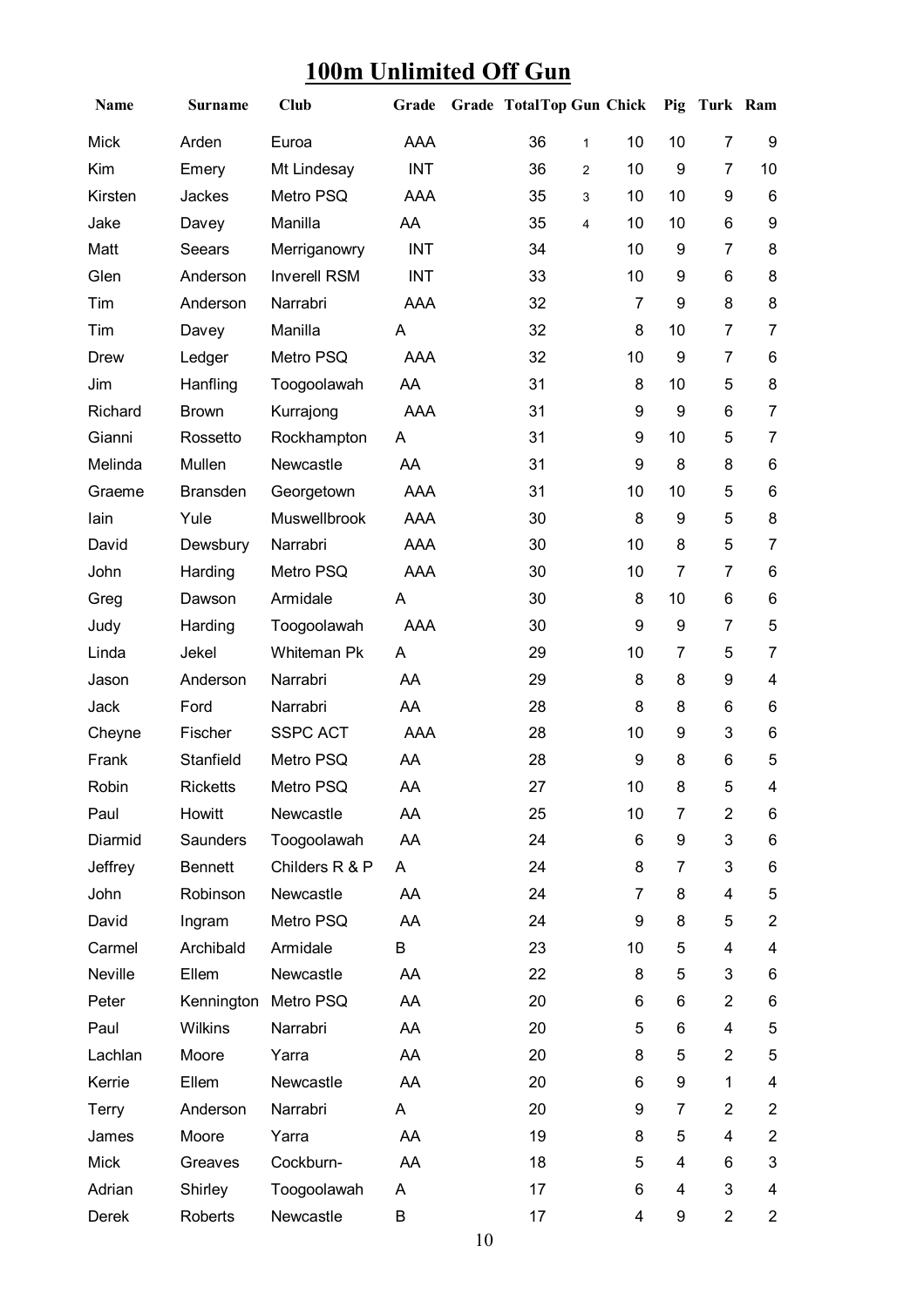# 100m Unlimited Off Gun

| Name | Surname | Club | Grade | Grade | Total | Top Gun | Chick | Pig | Turk | Ram |
|---|---|---|---|---|---|---|---|---|---|---|
| Mick | Arden | Euroa | AAA | | 36 | 1 | 10 | 10 | 7 | 9 |
| Kim | Emery | Mt Lindesay | INT | | 36 | 2 | 10 | 9 | 7 | 10 |
| Kirsten | Jackes | Metro PSQ | AAA | | 35 | 3 | 10 | 10 | 9 | 6 |
| Jake | Davey | Manilla | AA | | 35 | 4 | 10 | 10 | 6 | 9 |
| Matt | Seears | Merriganowry | INT | | 34 | | 10 | 9 | 7 | 8 |
| Glen | Anderson | Inverell RSM | INT | | 33 | | 10 | 9 | 6 | 8 |
| Tim | Anderson | Narrabri | AAA | | 32 | | 7 | 9 | 8 | 8 |
| Tim | Davey | Manilla | A | | 32 | | 8 | 10 | 7 | 7 |
| Drew | Ledger | Metro PSQ | AAA | | 32 | | 10 | 9 | 7 | 6 |
| Jim | Hanfling | Toogoolawah | AA | | 31 | | 8 | 10 | 5 | 8 |
| Richard | Brown | Kurrajong | AAA | | 31 | | 9 | 9 | 6 | 7 |
| Gianni | Rossetto | Rockhampton | A | | 31 | | 9 | 10 | 5 | 7 |
| Melinda | Mullen | Newcastle | AA | | 31 | | 9 | 8 | 8 | 6 |
| Graeme | Bransden | Georgetown | AAA | | 31 | | 10 | 10 | 5 | 6 |
| Iain | Yule | Muswellbrook | AAA | | 30 | | 8 | 9 | 5 | 8 |
| David | Dewsbury | Narrabri | AAA | | 30 | | 10 | 8 | 5 | 7 |
| John | Harding | Metro PSQ | AAA | | 30 | | 10 | 7 | 7 | 6 |
| Greg | Dawson | Armidale | A | | 30 | | 8 | 10 | 6 | 6 |
| Judy | Harding | Toogoolawah | AAA | | 30 | | 9 | 9 | 7 | 5 |
| Linda | Jekel | Whiteman Pk | A | | 29 | | 10 | 7 | 5 | 7 |
| Jason | Anderson | Narrabri | AA | | 29 | | 8 | 8 | 9 | 4 |
| Jack | Ford | Narrabri | AA | | 28 | | 8 | 8 | 6 | 6 |
| Cheyne | Fischer | SSPC ACT | AAA | | 28 | | 10 | 9 | 3 | 6 |
| Frank | Stanfield | Metro PSQ | AA | | 28 | | 9 | 8 | 6 | 5 |
| Robin | Ricketts | Metro PSQ | AA | | 27 | | 10 | 8 | 5 | 4 |
| Paul | Howitt | Newcastle | AA | | 25 | | 10 | 7 | 2 | 6 |
| Diarmid | Saunders | Toogoolawah | AA | | 24 | | 6 | 9 | 3 | 6 |
| Jeffrey | Bennett | Childers R & P | A | | 24 | | 8 | 7 | 3 | 6 |
| John | Robinson | Newcastle | AA | | 24 | | 7 | 8 | 4 | 5 |
| David | Ingram | Metro PSQ | AA | | 24 | | 9 | 8 | 5 | 2 |
| Carmel | Archibald | Armidale | B | | 23 | | 10 | 5 | 4 | 4 |
| Neville | Ellem | Newcastle | AA | | 22 | | 8 | 5 | 3 | 6 |
| Peter | Kennington | Metro PSQ | AA | | 20 | | 6 | 6 | 2 | 6 |
| Paul | Wilkins | Narrabri | AA | | 20 | | 5 | 6 | 4 | 5 |
| Lachlan | Moore | Yarra | AA | | 20 | | 8 | 5 | 2 | 5 |
| Kerrie | Ellem | Newcastle | AA | | 20 | | 6 | 9 | 1 | 4 |
| Terry | Anderson | Narrabri | A | | 20 | | 9 | 7 | 2 | 2 |
| James | Moore | Yarra | AA | | 19 | | 8 | 5 | 4 | 2 |
| Mick | Greaves | Cockburn- | AA | | 18 | | 5 | 4 | 6 | 3 |
| Adrian | Shirley | Toogoolawah | A | | 17 | | 6 | 4 | 3 | 4 |
| Derek | Roberts | Newcastle | B | | 17 | | 4 | 9 | 2 | 2 |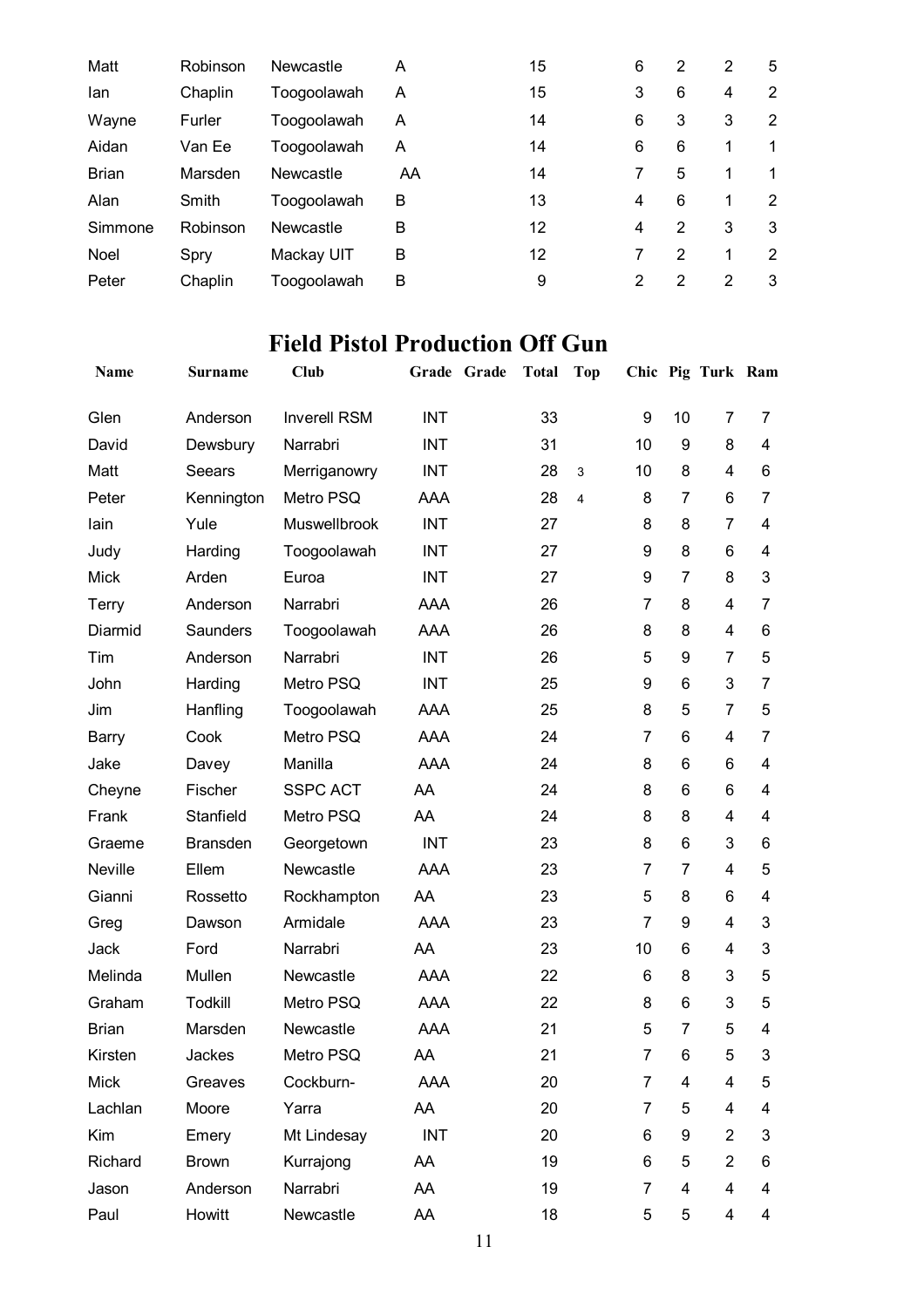| | | | | | | | | |
|---|---|---|---|---|---|---|---|---|
| Matt | Robinson | Newcastle | A | 15 | 6 | 2 | 2 | 5 |
| Ian | Chaplin | Toogoolawah | A | 15 | 3 | 6 | 4 | 2 |
| Wayne | Furler | Toogoolawah | A | 14 | 6 | 3 | 3 | 2 |
| Aidan | Van Ee | Toogoolawah | A | 14 | 6 | 6 | 1 | 1 |
| Brian | Marsden | Newcastle | AA | 14 | 7 | 5 | 1 | 1 |
| Alan | Smith | Toogoolawah | B | 13 | 4 | 6 | 1 | 2 |
| Simmone | Robinson | Newcastle | B | 12 | 4 | 2 | 3 | 3 |
| Noel | Spry | Mackay UIT | B | 12 | 7 | 2 | 1 | 2 |
| Peter | Chaplin | Toogoolawah | B | 9 | 2 | 2 | 2 | 3 |

## Field Pistol Production Off Gun

| Name | Surname | Club | Grade | Grade | Total | Top | Chic | Pig | Turk | Ram |
|---|---|---|---|---|---|---|---|---|---|---|
| Glen | Anderson | Inverell RSM | INT | | 33 | | 9 | 10 | 7 | 7 |
| David | Dewsbury | Narrabri | INT | | 31 | | 10 | 9 | 8 | 4 |
| Matt | Seears | Merriganowry | INT | | 28 | 3 | 10 | 8 | 4 | 6 |
| Peter | Kennington | Metro PSQ | AAA | | 28 | 4 | 8 | 7 | 6 | 7 |
| Iain | Yule | Muswellbrook | INT | | 27 | | 8 | 8 | 7 | 4 |
| Judy | Harding | Toogoolawah | INT | | 27 | | 9 | 8 | 6 | 4 |
| Mick | Arden | Euroa | INT | | 27 | | 9 | 7 | 8 | 3 |
| Terry | Anderson | Narrabri | AAA | | 26 | | 7 | 8 | 4 | 7 |
| Diarmid | Saunders | Toogoolawah | AAA | | 26 | | 8 | 8 | 4 | 6 |
| Tim | Anderson | Narrabri | INT | | 26 | | 5 | 9 | 7 | 5 |
| John | Harding | Metro PSQ | INT | | 25 | | 9 | 6 | 3 | 7 |
| Jim | Hanfling | Toogoolawah | AAA | | 25 | | 8 | 5 | 7 | 5 |
| Barry | Cook | Metro PSQ | AAA | | 24 | | 7 | 6 | 4 | 7 |
| Jake | Davey | Manilla | AAA | | 24 | | 8 | 6 | 6 | 4 |
| Cheyne | Fischer | SSPC ACT | AA | | 24 | | 8 | 6 | 6 | 4 |
| Frank | Stanfield | Metro PSQ | AA | | 24 | | 8 | 8 | 4 | 4 |
| Graeme | Bransden | Georgetown | INT | | 23 | | 8 | 6 | 3 | 6 |
| Neville | Ellem | Newcastle | AAA | | 23 | | 7 | 7 | 4 | 5 |
| Gianni | Rossetto | Rockhampton | AA | | 23 | | 5 | 8 | 6 | 4 |
| Greg | Dawson | Armidale | AAA | | 23 | | 7 | 9 | 4 | 3 |
| Jack | Ford | Narrabri | AA | | 23 | | 10 | 6 | 4 | 3 |
| Melinda | Mullen | Newcastle | AAA | | 22 | | 6 | 8 | 3 | 5 |
| Graham | Todkill | Metro PSQ | AAA | | 22 | | 8 | 6 | 3 | 5 |
| Brian | Marsden | Newcastle | AAA | | 21 | | 5 | 7 | 5 | 4 |
| Kirsten | Jackes | Metro PSQ | AA | | 21 | | 7 | 6 | 5 | 3 |
| Mick | Greaves | Cockburn- | AAA | | 20 | | 7 | 4 | 4 | 5 |
| Lachlan | Moore | Yarra | AA | | 20 | | 7 | 5 | 4 | 4 |
| Kim | Emery | Mt Lindesay | INT | | 20 | | 6 | 9 | 2 | 3 |
| Richard | Brown | Kurrajong | AA | | 19 | | 6 | 5 | 2 | 6 |
| Jason | Anderson | Narrabri | AA | | 19 | | 7 | 4 | 4 | 4 |
| Paul | Howitt | Newcastle | AA | | 18 | | 5 | 5 | 4 | 4 |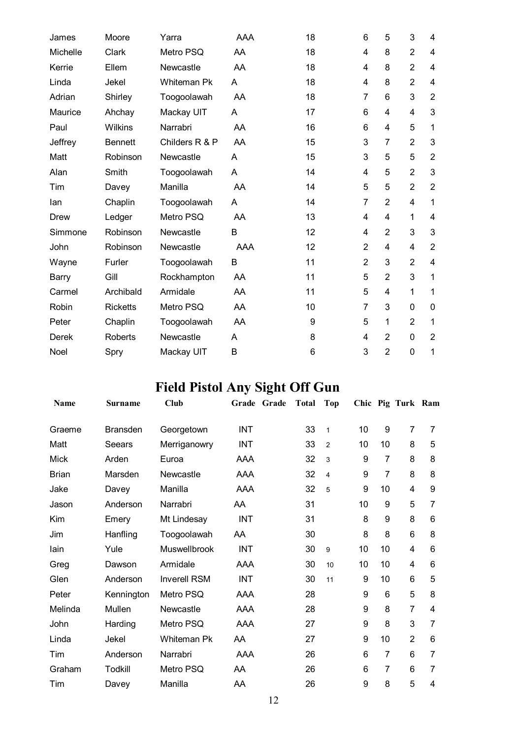| | | | | | | | | | | |
|---|---|---|---|---|---|---|---|---|---|---|
| James | Moore | Yarra | AAA | | 18 | | 6 | 5 | 3 | 4 |
| Michelle | Clark | Metro PSQ | AA | | 18 | | 4 | 8 | 2 | 4 |
| Kerrie | Ellem | Newcastle | AA | | 18 | | 4 | 8 | 2 | 4 |
| Linda | Jekel | Whiteman Pk | A | | 18 | | 4 | 8 | 2 | 4 |
| Adrian | Shirley | Toogoolawah | AA | | 18 | | 7 | 6 | 3 | 2 |
| Maurice | Ahchay | Mackay UIT | A | | 17 | | 6 | 4 | 4 | 3 |
| Paul | Wilkins | Narrabri | AA | | 16 | | 6 | 4 | 5 | 1 |
| Jeffrey | Bennett | Childers R & P | AA | | 15 | | 3 | 7 | 2 | 3 |
| Matt | Robinson | Newcastle | A | | 15 | | 3 | 5 | 5 | 2 |
| Alan | Smith | Toogoolawah | A | | 14 | | 4 | 5 | 2 | 3 |
| Tim | Davey | Manilla | AA | | 14 | | 5 | 5 | 2 | 2 |
| Ian | Chaplin | Toogoolawah | A | | 14 | | 7 | 2 | 4 | 1 |
| Drew | Ledger | Metro PSQ | AA | | 13 | | 4 | 4 | 1 | 4 |
| Simmone | Robinson | Newcastle | B | | 12 | | 4 | 2 | 3 | 3 |
| John | Robinson | Newcastle | AAA | | 12 | | 2 | 4 | 4 | 2 |
| Wayne | Furler | Toogoolawah | B | | 11 | | 2 | 3 | 2 | 4 |
| Barry | Gill | Rockhampton | AA | | 11 | | 5 | 2 | 3 | 1 |
| Carmel | Archibald | Armidale | AA | | 11 | | 5 | 4 | 1 | 1 |
| Robin | Ricketts | Metro PSQ | AA | | 10 | | 7 | 3 | 0 | 0 |
| Peter | Chaplin | Toogoolawah | AA | | 9 | | 5 | 1 | 2 | 1 |
| Derek | Roberts | Newcastle | A | | 8 | | 4 | 2 | 0 | 2 |
| Noel | Spry | Mackay UIT | B | | 6 | | 3 | 2 | 0 | 1 |

# Field Pistol Any Sight Off Gun

| Name | Surname | Club | Grade | Grade | Total | Top | Chic | Pig | Turk | Ram |
|---|---|---|---|---|---|---|---|---|---|---|
| Graeme | Bransden | Georgetown | INT | | 33 | 1 | 10 | 9 | 7 | 7 |
| Matt | Seears | Merriganowry | INT | | 33 | 2 | 10 | 10 | 8 | 5 |
| Mick | Arden | Euroa | AAA | | 32 | 3 | 9 | 7 | 8 | 8 |
| Brian | Marsden | Newcastle | AAA | | 32 | 4 | 9 | 7 | 8 | 8 |
| Jake | Davey | Manilla | AAA | | 32 | 5 | 9 | 10 | 4 | 9 |
| Jason | Anderson | Narrabri | AA | | 31 | | 10 | 9 | 5 | 7 |
| Kim | Emery | Mt Lindesay | INT | | 31 | | 8 | 9 | 8 | 6 |
| Jim | Hanfling | Toogoolawah | AA | | 30 | | 8 | 8 | 6 | 8 |
| Iain | Yule | Muswellbrook | INT | | 30 | 9 | 10 | 10 | 4 | 6 |
| Greg | Dawson | Armidale | AAA | | 30 | 10 | 10 | 10 | 4 | 6 |
| Glen | Anderson | Inverell RSM | INT | | 30 | 11 | 9 | 10 | 6 | 5 |
| Peter | Kennington | Metro PSQ | AAA | | 28 | | 9 | 6 | 5 | 8 |
| Melinda | Mullen | Newcastle | AAA | | 28 | | 9 | 8 | 7 | 4 |
| John | Harding | Metro PSQ | AAA | | 27 | | 9 | 8 | 3 | 7 |
| Linda | Jekel | Whiteman Pk | AA | | 27 | | 9 | 10 | 2 | 6 |
| Tim | Anderson | Narrabri | AAA | | 26 | | 6 | 7 | 6 | 7 |
| Graham | Todkill | Metro PSQ | AA | | 26 | | 6 | 7 | 6 | 7 |
| Tim | Davey | Manilla | AA | | 26 | | 9 | 8 | 5 | 4 |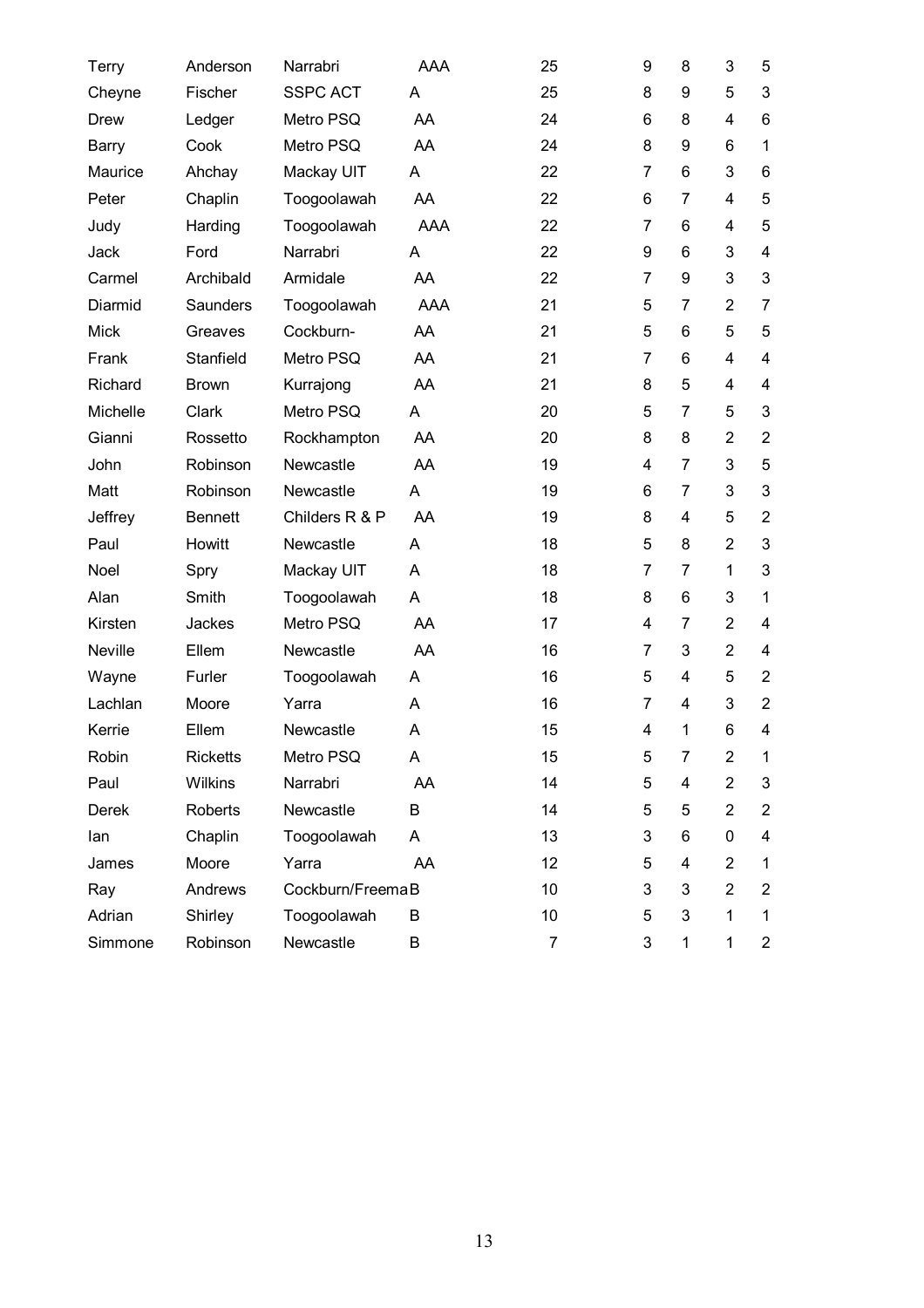| | | | | | | | | |
|---|---|---|---|---|---|---|---|---|
| Terry | Anderson | Narrabri | AAA | 25 | 9 | 8 | 3 | 5 |
| Cheyne | Fischer | SSPC ACT | A | 25 | 8 | 9 | 5 | 3 |
| Drew | Ledger | Metro PSQ | AA | 24 | 6 | 8 | 4 | 6 |
| Barry | Cook | Metro PSQ | AA | 24 | 8 | 9 | 6 | 1 |
| Maurice | Ahchay | Mackay UIT | A | 22 | 7 | 6 | 3 | 6 |
| Peter | Chaplin | Toogoolawah | AA | 22 | 6 | 7 | 4 | 5 |
| Judy | Harding | Toogoolawah | AAA | 22 | 7 | 6 | 4 | 5 |
| Jack | Ford | Narrabri | A | 22 | 9 | 6 | 3 | 4 |
| Carmel | Archibald | Armidale | AA | 22 | 7 | 9 | 3 | 3 |
| Diarmid | Saunders | Toogoolawah | AAA | 21 | 5 | 7 | 2 | 7 |
| Mick | Greaves | Cockburn- | AA | 21 | 5 | 6 | 5 | 5 |
| Frank | Stanfield | Metro PSQ | AA | 21 | 7 | 6 | 4 | 4 |
| Richard | Brown | Kurrajong | AA | 21 | 8 | 5 | 4 | 4 |
| Michelle | Clark | Metro PSQ | A | 20 | 5 | 7 | 5 | 3 |
| Gianni | Rossetto | Rockhampton | AA | 20 | 8 | 8 | 2 | 2 |
| John | Robinson | Newcastle | AA | 19 | 4 | 7 | 3 | 5 |
| Matt | Robinson | Newcastle | A | 19 | 6 | 7 | 3 | 3 |
| Jeffrey | Bennett | Childers R & P | AA | 19 | 8 | 4 | 5 | 2 |
| Paul | Howitt | Newcastle | A | 18 | 5 | 8 | 2 | 3 |
| Noel | Spry | Mackay UIT | A | 18 | 7 | 7 | 1 | 3 |
| Alan | Smith | Toogoolawah | A | 18 | 8 | 6 | 3 | 1 |
| Kirsten | Jackes | Metro PSQ | AA | 17 | 4 | 7 | 2 | 4 |
| Neville | Ellem | Newcastle | AA | 16 | 7 | 3 | 2 | 4 |
| Wayne | Furler | Toogoolawah | A | 16 | 5 | 4 | 5 | 2 |
| Lachlan | Moore | Yarra | A | 16 | 7 | 4 | 3 | 2 |
| Kerrie | Ellem | Newcastle | A | 15 | 4 | 1 | 6 | 4 |
| Robin | Ricketts | Metro PSQ | A | 15 | 5 | 7 | 2 | 1 |
| Paul | Wilkins | Narrabri | AA | 14 | 5 | 4 | 2 | 3 |
| Derek | Roberts | Newcastle | B | 14 | 5 | 5 | 2 | 2 |
| Ian | Chaplin | Toogoolawah | A | 13 | 3 | 6 | 0 | 4 |
| James | Moore | Yarra | AA | 12 | 5 | 4 | 2 | 1 |
| Ray | Andrews | Cockburn/Freema | B | 10 | 3 | 3 | 2 | 2 |
| Adrian | Shirley | Toogoolawah | B | 10 | 5 | 3 | 1 | 1 |
| Simmone | Robinson | Newcastle | B | 7 | 3 | 1 | 1 | 2 |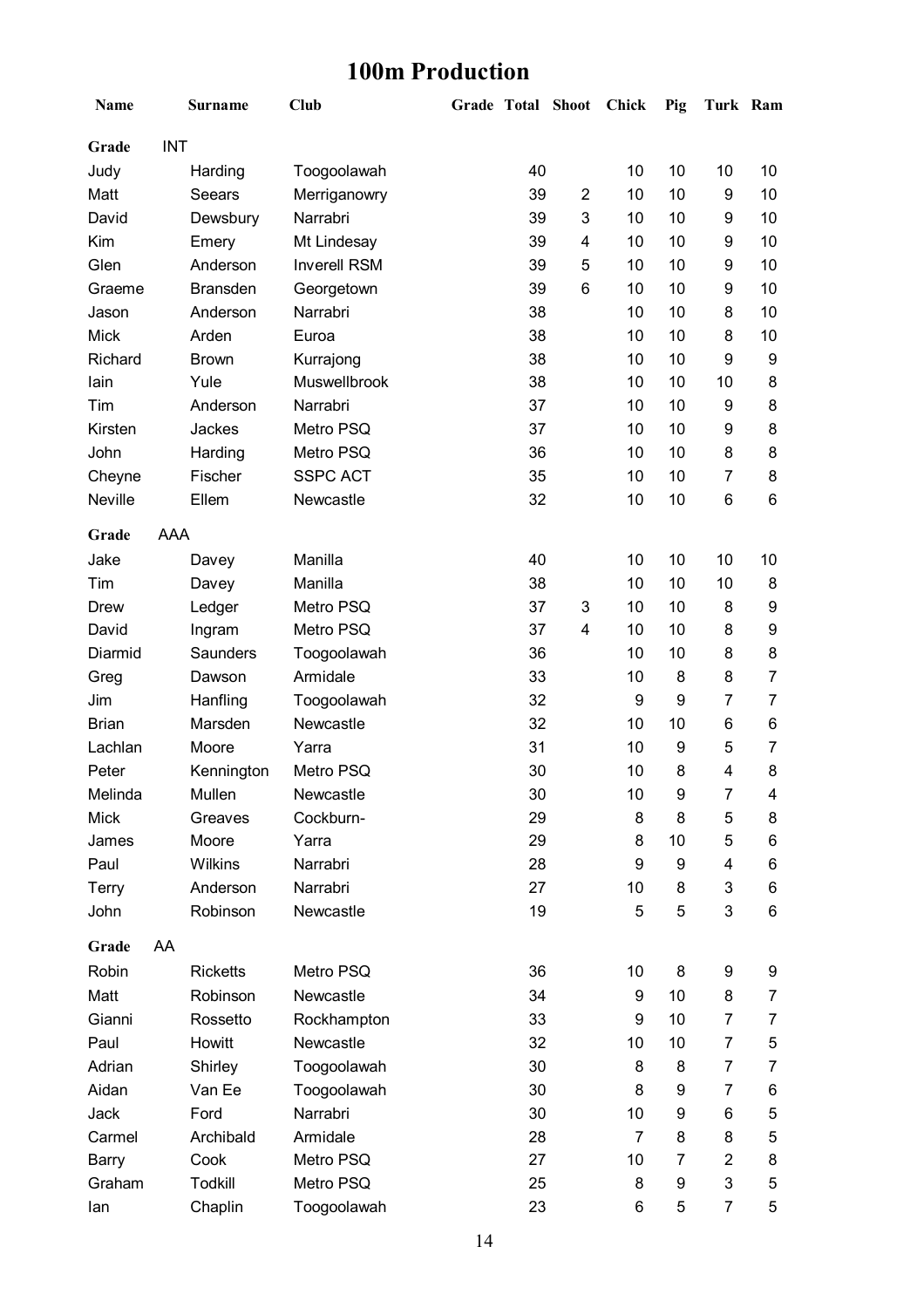# 100m Production

| Name | Surname | Club | Grade | Total | Shoot | Chick | Pig | Turk | Ram |
|---|---|---|---|---|---|---|---|---|---|
| **Grade** | INT | | | | | | | | |
| Judy | Harding | Toogoolawah | | 40 | | 10 | 10 | 10 | 10 |
| Matt | Seears | Merriganowry | | 39 | 2 | 10 | 10 | 9 | 10 |
| David | Dewsbury | Narrabri | | 39 | 3 | 10 | 10 | 9 | 10 |
| Kim | Emery | Mt Lindesay | | 39 | 4 | 10 | 10 | 9 | 10 |
| Glen | Anderson | Inverell RSM | | 39 | 5 | 10 | 10 | 9 | 10 |
| Graeme | Bransden | Georgetown | | 39 | 6 | 10 | 10 | 9 | 10 |
| Jason | Anderson | Narrabri | | 38 | | 10 | 10 | 8 | 10 |
| Mick | Arden | Euroa | | 38 | | 10 | 10 | 8 | 10 |
| Richard | Brown | Kurrajong | | 38 | | 10 | 10 | 9 | 9 |
| Iain | Yule | Muswellbrook | | 38 | | 10 | 10 | 10 | 8 |
| Tim | Anderson | Narrabri | | 37 | | 10 | 10 | 9 | 8 |
| Kirsten | Jackes | Metro PSQ | | 37 | | 10 | 10 | 9 | 8 |
| John | Harding | Metro PSQ | | 36 | | 10 | 10 | 8 | 8 |
| Cheyne | Fischer | SSPC ACT | | 35 | | 10 | 10 | 7 | 8 |
| Neville | Ellem | Newcastle | | 32 | | 10 | 10 | 6 | 6 |
| **Grade** | AAA | | | | | | | | |
| Jake | Davey | Manilla | | 40 | | 10 | 10 | 10 | 10 |
| Tim | Davey | Manilla | | 38 | | 10 | 10 | 10 | 8 |
| Drew | Ledger | Metro PSQ | | 37 | 3 | 10 | 10 | 8 | 9 |
| David | Ingram | Metro PSQ | | 37 | 4 | 10 | 10 | 8 | 9 |
| Diarmid | Saunders | Toogoolawah | | 36 | | 10 | 10 | 8 | 8 |
| Greg | Dawson | Armidale | | 33 | | 10 | 8 | 8 | 7 |
| Jim | Hanfling | Toogoolawah | | 32 | | 9 | 9 | 7 | 7 |
| Brian | Marsden | Newcastle | | 32 | | 10 | 10 | 6 | 6 |
| Lachlan | Moore | Yarra | | 31 | | 10 | 9 | 5 | 7 |
| Peter | Kennington | Metro PSQ | | 30 | | 10 | 8 | 4 | 8 |
| Melinda | Mullen | Newcastle | | 30 | | 10 | 9 | 7 | 4 |
| Mick | Greaves | Cockburn- | | 29 | | 8 | 8 | 5 | 8 |
| James | Moore | Yarra | | 29 | | 8 | 10 | 5 | 6 |
| Paul | Wilkins | Narrabri | | 28 | | 9 | 9 | 4 | 6 |
| Terry | Anderson | Narrabri | | 27 | | 10 | 8 | 3 | 6 |
| John | Robinson | Newcastle | | 19 | | 5 | 5 | 3 | 6 |
| **Grade** | AA | | | | | | | | |
| Robin | Ricketts | Metro PSQ | | 36 | | 10 | 8 | 9 | 9 |
| Matt | Robinson | Newcastle | | 34 | | 9 | 10 | 8 | 7 |
| Gianni | Rossetto | Rockhampton | | 33 | | 9 | 10 | 7 | 7 |
| Paul | Howitt | Newcastle | | 32 | | 10 | 10 | 7 | 5 |
| Adrian | Shirley | Toogoolawah | | 30 | | 8 | 8 | 7 | 7 |
| Aidan | Van Ee | Toogoolawah | | 30 | | 8 | 9 | 7 | 6 |
| Jack | Ford | Narrabri | | 30 | | 10 | 9 | 6 | 5 |
| Carmel | Archibald | Armidale | | 28 | | 7 | 8 | 8 | 5 |
| Barry | Cook | Metro PSQ | | 27 | | 10 | 7 | 2 | 8 |
| Graham | Todkill | Metro PSQ | | 25 | | 8 | 9 | 3 | 5 |
| Ian | Chaplin | Toogoolawah | | 23 | | 6 | 5 | 7 | 5 |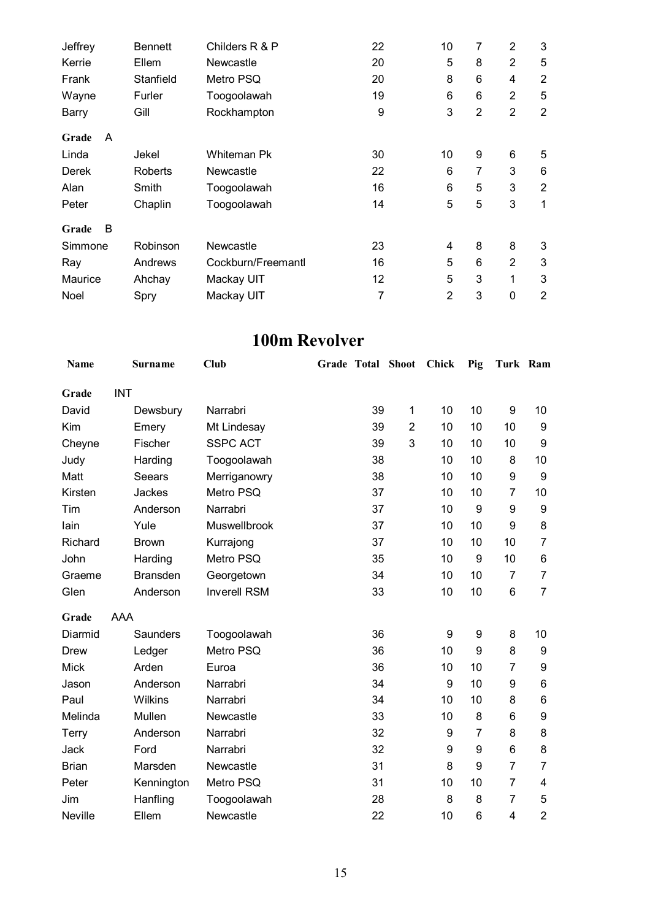| | | | | | | | | | |
|---|---|---|---|---|---|---|---|---|---|
| Jeffrey | Bennett | Childers R & P | | 22 | | 10 | 7 | 2 | 3 |
| Kerrie | Ellem | Newcastle | | 20 | | 5 | 8 | 2 | 5 |
| Frank | Stanfield | Metro PSQ | | 20 | | 8 | 6 | 4 | 2 |
| Wayne | Furler | Toogoolawah | | 19 | | 6 | 6 | 2 | 5 |
| Barry | Gill | Rockhampton | | 9 | | 3 | 2 | 2 | 2 |
| **Grade** A | | | | | | | | | |
| Linda | Jekel | Whiteman Pk | | 30 | | 10 | 9 | 6 | 5 |
| Derek | Roberts | Newcastle | | 22 | | 6 | 7 | 3 | 6 |
| Alan | Smith | Toogoolawah | | 16 | | 6 | 5 | 3 | 2 |
| Peter | Chaplin | Toogoolawah | | 14 | | 5 | 5 | 3 | 1 |
| **Grade** B | | | | | | | | | |
| Simmone | Robinson | Newcastle | | 23 | | 4 | 8 | 8 | 3 |
| Ray | Andrews | Cockburn/Freemantl | | 16 | | 5 | 6 | 2 | 3 |
| Maurice | Ahchay | Mackay UIT | | 12 | | 5 | 3 | 1 | 3 |
| Noel | Spry | Mackay UIT | | 7 | | 2 | 3 | 0 | 2 |

# 100m Revolver

| Name | Surname | Club | Grade | Total | Shoot | Chick | Pig | Turk | Ram |
|---|---|---|---|---|---|---|---|---|---|
| **Grade** INT | | | | | | | | | |
| David | Dewsbury | Narrabri | | 39 | 1 | 10 | 10 | 9 | 10 |
| Kim | Emery | Mt Lindesay | | 39 | 2 | 10 | 10 | 10 | 9 |
| Cheyne | Fischer | SSPC ACT | | 39 | 3 | 10 | 10 | 10 | 9 |
| Judy | Harding | Toogoolawah | | 38 | | 10 | 10 | 8 | 10 |
| Matt | Seears | Merriganowry | | 38 | | 10 | 10 | 9 | 9 |
| Kirsten | Jackes | Metro PSQ | | 37 | | 10 | 10 | 7 | 10 |
| Tim | Anderson | Narrabri | | 37 | | 10 | 9 | 9 | 9 |
| Iain | Yule | Muswellbrook | | 37 | | 10 | 10 | 9 | 8 |
| Richard | Brown | Kurrajong | | 37 | | 10 | 10 | 10 | 7 |
| John | Harding | Metro PSQ | | 35 | | 10 | 9 | 10 | 6 |
| Graeme | Bransden | Georgetown | | 34 | | 10 | 10 | 7 | 7 |
| Glen | Anderson | Inverell RSM | | 33 | | 10 | 10 | 6 | 7 |
| **Grade** AAA | | | | | | | | | |
| Diarmid | Saunders | Toogoolawah | | 36 | | 9 | 9 | 8 | 10 |
| Drew | Ledger | Metro PSQ | | 36 | | 10 | 9 | 8 | 9 |
| Mick | Arden | Euroa | | 36 | | 10 | 10 | 7 | 9 |
| Jason | Anderson | Narrabri | | 34 | | 9 | 10 | 9 | 6 |
| Paul | Wilkins | Narrabri | | 34 | | 10 | 10 | 8 | 6 |
| Melinda | Mullen | Newcastle | | 33 | | 10 | 8 | 6 | 9 |
| Terry | Anderson | Narrabri | | 32 | | 9 | 7 | 8 | 8 |
| Jack | Ford | Narrabri | | 32 | | 9 | 9 | 6 | 8 |
| Brian | Marsden | Newcastle | | 31 | | 8 | 9 | 7 | 7 |
| Peter | Kennington | Metro PSQ | | 31 | | 10 | 10 | 7 | 4 |
| Jim | Hanfling | Toogoolawah | | 28 | | 8 | 8 | 7 | 5 |
| Neville | Ellem | Newcastle | | 22 | | 10 | 6 | 4 | 2 |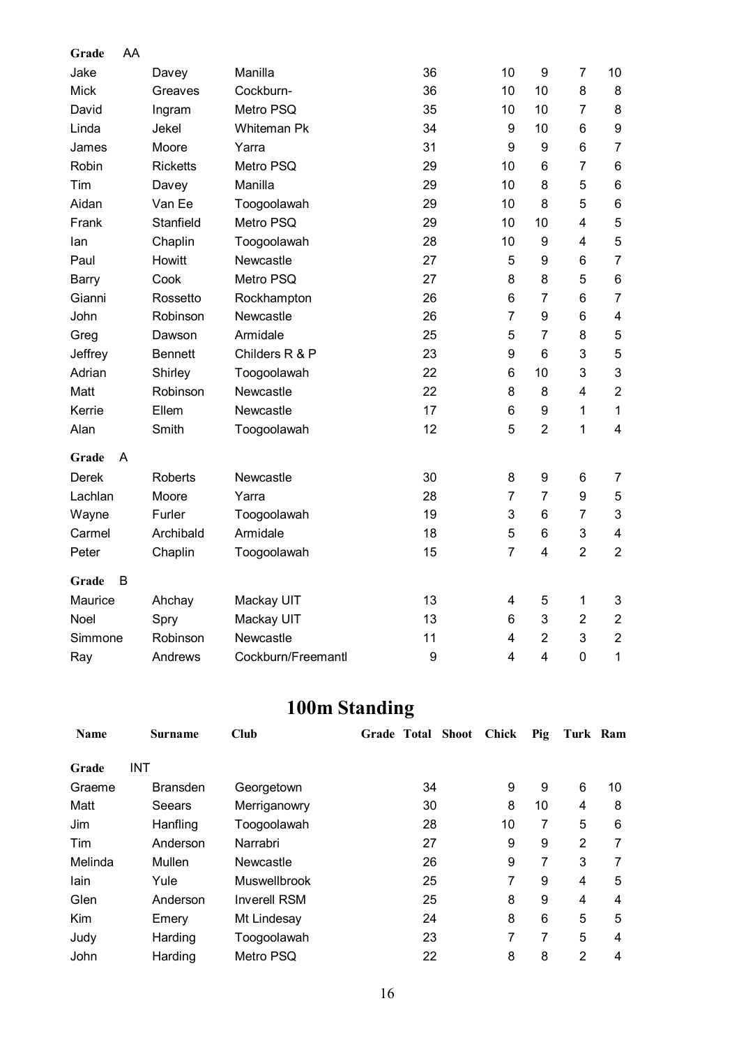| | | | | | | | | |
|---|---|---|---|---|---|---|---|---|
| **Grade** AA | | | | | | | | |
| Jake | Davey | Manilla | | 36 | 10 | 9 | 7 | 10 |
| Mick | Greaves | Cockburn- | | 36 | 10 | 10 | 8 | 8 |
| David | Ingram | Metro PSQ | | 35 | 10 | 10 | 7 | 8 |
| Linda | Jekel | Whiteman Pk | | 34 | 9 | 10 | 6 | 9 |
| James | Moore | Yarra | | 31 | 9 | 9 | 6 | 7 |
| Robin | Ricketts | Metro PSQ | | 29 | 10 | 6 | 7 | 6 |
| Tim | Davey | Manilla | | 29 | 10 | 8 | 5 | 6 |
| Aidan | Van Ee | Toogoolawah | | 29 | 10 | 8 | 5 | 6 |
| Frank | Stanfield | Metro PSQ | | 29 | 10 | 10 | 4 | 5 |
| Ian | Chaplin | Toogoolawah | | 28 | 10 | 9 | 4 | 5 |
| Paul | Howitt | Newcastle | | 27 | 5 | 9 | 6 | 7 |
| Barry | Cook | Metro PSQ | | 27 | 8 | 8 | 5 | 6 |
| Gianni | Rossetto | Rockhampton | | 26 | 6 | 7 | 6 | 7 |
| John | Robinson | Newcastle | | 26 | 7 | 9 | 6 | 4 |
| Greg | Dawson | Armidale | | 25 | 5 | 7 | 8 | 5 |
| Jeffrey | Bennett | Childers R & P | | 23 | 9 | 6 | 3 | 5 |
| Adrian | Shirley | Toogoolawah | | 22 | 6 | 10 | 3 | 3 |
| Matt | Robinson | Newcastle | | 22 | 8 | 8 | 4 | 2 |
| Kerrie | Ellem | Newcastle | | 17 | 6 | 9 | 1 | 1 |
| Alan | Smith | Toogoolawah | | 12 | 5 | 2 | 1 | 4 |
| **Grade** A | | | | | | | | |
| Derek | Roberts | Newcastle | | 30 | 8 | 9 | 6 | 7 |
| Lachlan | Moore | Yarra | | 28 | 7 | 7 | 9 | 5 |
| Wayne | Furler | Toogoolawah | | 19 | 3 | 6 | 7 | 3 |
| Carmel | Archibald | Armidale | | 18 | 5 | 6 | 3 | 4 |
| Peter | Chaplin | Toogoolawah | | 15 | 7 | 4 | 2 | 2 |
| **Grade** B | | | | | | | | |
| Maurice | Ahchay | Mackay UIT | | 13 | 4 | 5 | 1 | 3 |
| Noel | Spry | Mackay UIT | | 13 | 6 | 3 | 2 | 2 |
| Simmone | Robinson | Newcastle | | 11 | 4 | 2 | 3 | 2 |
| Ray | Andrews | Cockburn/Freemantl | | 9 | 4 | 4 | 0 | 1 |

# 100m Standing

| Name | Surname | Club | Grade | Total | Shoot | Chick | Pig | Turk | Ram |
|---|---|---|---|---|---|---|---|---|---|
| **Grade** INT | | | | | | | | | |
| Graeme | Bransden | Georgetown | | 34 | | 9 | 9 | 6 | 10 |
| Matt | Seears | Merriganowry | | 30 | | 8 | 10 | 4 | 8 |
| Jim | Hanfling | Toogoolawah | | 28 | | 10 | 7 | 5 | 6 |
| Tim | Anderson | Narrabri | | 27 | | 9 | 9 | 2 | 7 |
| Melinda | Mullen | Newcastle | | 26 | | 9 | 7 | 3 | 7 |
| Iain | Yule | Muswellbrook | | 25 | | 7 | 9 | 4 | 5 |
| Glen | Anderson | Inverell RSM | | 25 | | 8 | 9 | 4 | 4 |
| Kim | Emery | Mt Lindesay | | 24 | | 8 | 6 | 5 | 5 |
| Judy | Harding | Toogoolawah | | 23 | | 7 | 7 | 5 | 4 |
| John | Harding | Metro PSQ | | 22 | | 8 | 8 | 2 | 4 |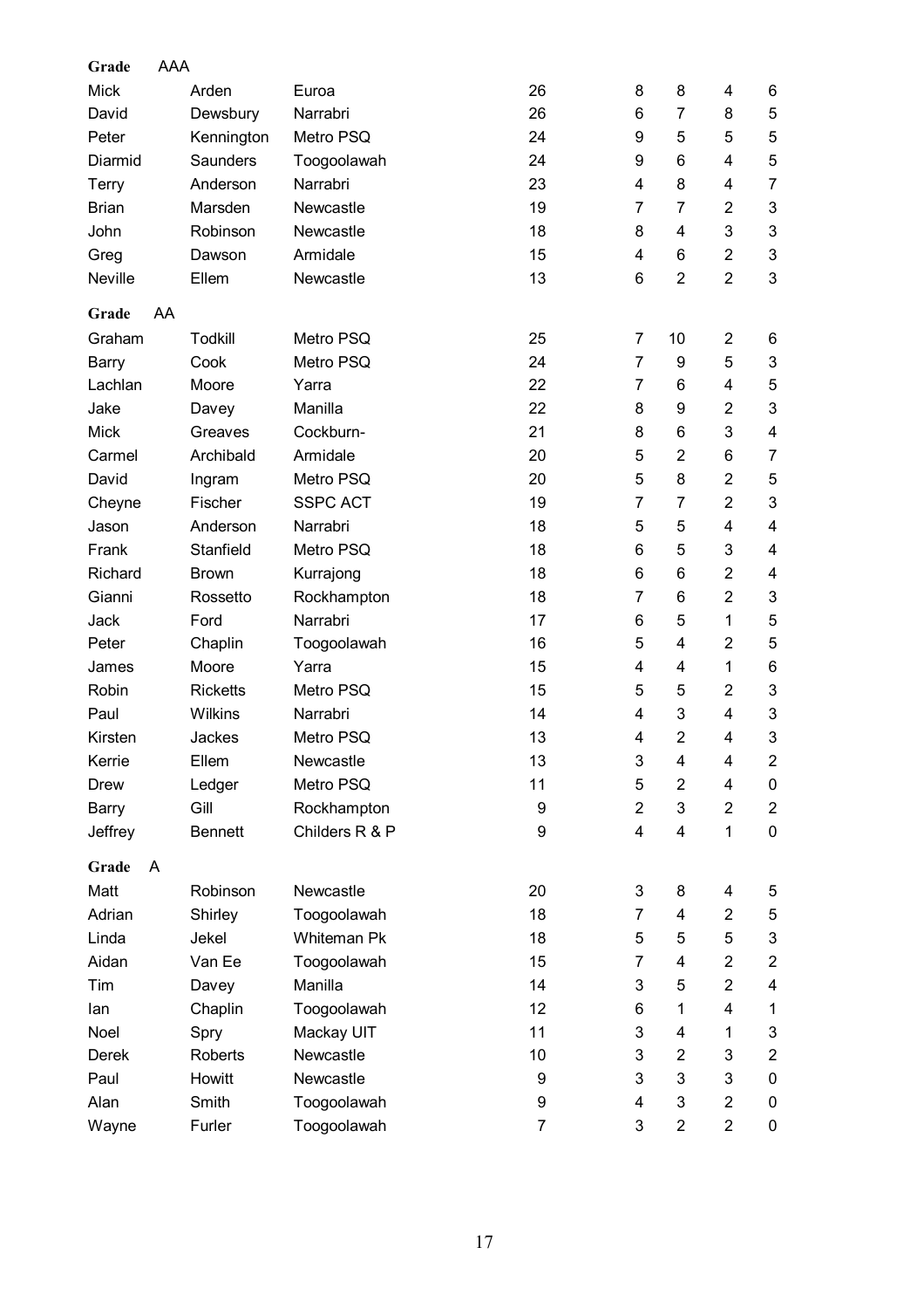**Grade** AAA

| | | | | | | | |
|---|---|---|---|---|---|---|---|
| Mick | Arden | Euroa | 26 | 8 | 8 | 4 | 6 |
| David | Dewsbury | Narrabri | 26 | 6 | 7 | 8 | 5 |
| Peter | Kennington | Metro PSQ | 24 | 9 | 5 | 5 | 5 |
| Diarmid | Saunders | Toogoolawah | 24 | 9 | 6 | 4 | 5 |
| Terry | Anderson | Narrabri | 23 | 4 | 8 | 4 | 7 |
| Brian | Marsden | Newcastle | 19 | 7 | 7 | 2 | 3 |
| John | Robinson | Newcastle | 18 | 8 | 4 | 3 | 3 |
| Greg | Dawson | Armidale | 15 | 4 | 6 | 2 | 3 |
| Neville | Ellem | Newcastle | 13 | 6 | 2 | 2 | 3 |

**Grade** AA

| | | | | | | | |
|---|---|---|---|---|---|---|---|
| Graham | Todkill | Metro PSQ | 25 | 7 | 10 | 2 | 6 |
| Barry | Cook | Metro PSQ | 24 | 7 | 9 | 5 | 3 |
| Lachlan | Moore | Yarra | 22 | 7 | 6 | 4 | 5 |
| Jake | Davey | Manilla | 22 | 8 | 9 | 2 | 3 |
| Mick | Greaves | Cockburn- | 21 | 8 | 6 | 3 | 4 |
| Carmel | Archibald | Armidale | 20 | 5 | 2 | 6 | 7 |
| David | Ingram | Metro PSQ | 20 | 5 | 8 | 2 | 5 |
| Cheyne | Fischer | SSPC ACT | 19 | 7 | 7 | 2 | 3 |
| Jason | Anderson | Narrabri | 18 | 5 | 5 | 4 | 4 |
| Frank | Stanfield | Metro PSQ | 18 | 6 | 5 | 3 | 4 |
| Richard | Brown | Kurrajong | 18 | 6 | 6 | 2 | 4 |
| Gianni | Rossetto | Rockhampton | 18 | 7 | 6 | 2 | 3 |
| Jack | Ford | Narrabri | 17 | 6 | 5 | 1 | 5 |
| Peter | Chaplin | Toogoolawah | 16 | 5 | 4 | 2 | 5 |
| James | Moore | Yarra | 15 | 4 | 4 | 1 | 6 |
| Robin | Ricketts | Metro PSQ | 15 | 5 | 5 | 2 | 3 |
| Paul | Wilkins | Narrabri | 14 | 4 | 3 | 4 | 3 |
| Kirsten | Jackes | Metro PSQ | 13 | 4 | 2 | 4 | 3 |
| Kerrie | Ellem | Newcastle | 13 | 3 | 4 | 4 | 2 |
| Drew | Ledger | Metro PSQ | 11 | 5 | 2 | 4 | 0 |
| Barry | Gill | Rockhampton | 9 | 2 | 3 | 2 | 2 |
| Jeffrey | Bennett | Childers R & P | 9 | 4 | 4 | 1 | 0 |

**Grade** A

| | | | | | | | |
|---|---|---|---|---|---|---|---|
| Matt | Robinson | Newcastle | 20 | 3 | 8 | 4 | 5 |
| Adrian | Shirley | Toogoolawah | 18 | 7 | 4 | 2 | 5 |
| Linda | Jekel | Whiteman Pk | 18 | 5 | 5 | 5 | 3 |
| Aidan | Van Ee | Toogoolawah | 15 | 7 | 4 | 2 | 2 |
| Tim | Davey | Manilla | 14 | 3 | 5 | 2 | 4 |
| Ian | Chaplin | Toogoolawah | 12 | 6 | 1 | 4 | 1 |
| Noel | Spry | Mackay UIT | 11 | 3 | 4 | 1 | 3 |
| Derek | Roberts | Newcastle | 10 | 3 | 2 | 3 | 2 |
| Paul | Howitt | Newcastle | 9 | 3 | 3 | 3 | 0 |
| Alan | Smith | Toogoolawah | 9 | 4 | 3 | 2 | 0 |
| Wayne | Furler | Toogoolawah | 7 | 3 | 2 | 2 | 0 |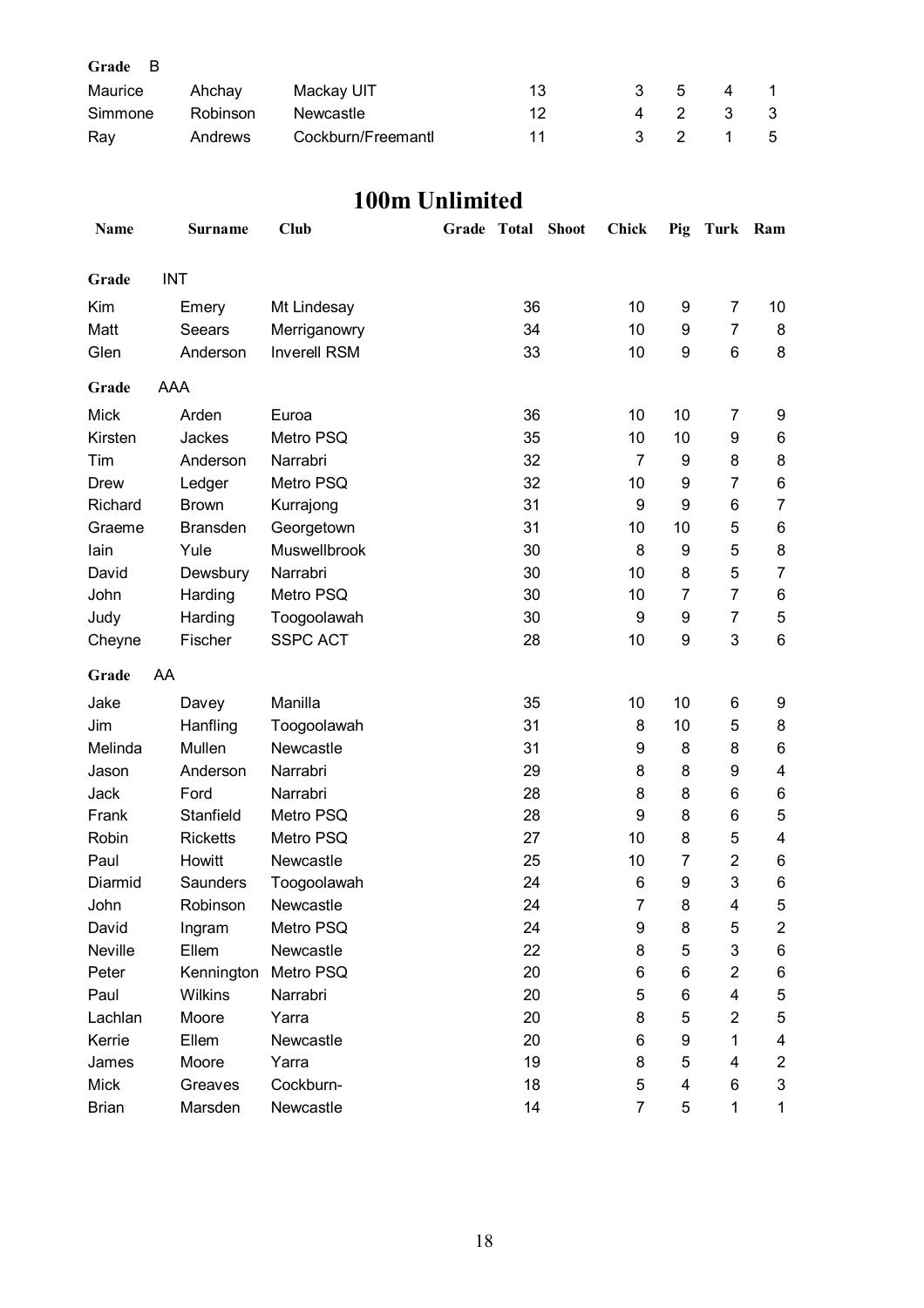| | | | | | | | | | |
|---|---|---|---|---|---|---|---|---|---|
| **Grade** B | | | | | | | | | |
| Maurice | Ahchay | Mackay UIT | | 13 | | 3 | 5 | 4 | 1 |
| Simmone | Robinson | Newcastle | | 12 | | 4 | 2 | 3 | 3 |
| Ray | Andrews | Cockburn/Freemantl | | 11 | | 3 | 2 | 1 | 5 |

# 100m Unlimited

| Name | Surname | Club | Grade | Total | Shoot | Chick | Pig | Turk | Ram |
|---|---|---|---|---|---|---|---|---|---|
| **Grade** INT | | | | | | | | | |
| Kim | Emery | Mt Lindesay | | 36 | | 10 | 9 | 7 | 10 |
| Matt | Seears | Merriganowry | | 34 | | 10 | 9 | 7 | 8 |
| Glen | Anderson | Inverell RSM | | 33 | | 10 | 9 | 6 | 8 |
| **Grade** AAA | | | | | | | | | |
| Mick | Arden | Euroa | | 36 | | 10 | 10 | 7 | 9 |
| Kirsten | Jackes | Metro PSQ | | 35 | | 10 | 10 | 9 | 6 |
| Tim | Anderson | Narrabri | | 32 | | 7 | 9 | 8 | 8 |
| Drew | Ledger | Metro PSQ | | 32 | | 10 | 9 | 7 | 6 |
| Richard | Brown | Kurrajong | | 31 | | 9 | 9 | 6 | 7 |
| Graeme | Bransden | Georgetown | | 31 | | 10 | 10 | 5 | 6 |
| Iain | Yule | Muswellbrook | | 30 | | 8 | 9 | 5 | 8 |
| David | Dewsbury | Narrabri | | 30 | | 10 | 8 | 5 | 7 |
| John | Harding | Metro PSQ | | 30 | | 10 | 7 | 7 | 6 |
| Judy | Harding | Toogoolawah | | 30 | | 9 | 9 | 7 | 5 |
| Cheyne | Fischer | SSPC ACT | | 28 | | 10 | 9 | 3 | 6 |
| **Grade** AA | | | | | | | | | |
| Jake | Davey | Manilla | | 35 | | 10 | 10 | 6 | 9 |
| Jim | Hanfling | Toogoolawah | | 31 | | 8 | 10 | 5 | 8 |
| Melinda | Mullen | Newcastle | | 31 | | 9 | 8 | 8 | 6 |
| Jason | Anderson | Narrabri | | 29 | | 8 | 8 | 9 | 4 |
| Jack | Ford | Narrabri | | 28 | | 8 | 8 | 6 | 6 |
| Frank | Stanfield | Metro PSQ | | 28 | | 9 | 8 | 6 | 5 |
| Robin | Ricketts | Metro PSQ | | 27 | | 10 | 8 | 5 | 4 |
| Paul | Howitt | Newcastle | | 25 | | 10 | 7 | 2 | 6 |
| Diarmid | Saunders | Toogoolawah | | 24 | | 6 | 9 | 3 | 6 |
| John | Robinson | Newcastle | | 24 | | 7 | 8 | 4 | 5 |
| David | Ingram | Metro PSQ | | 24 | | 9 | 8 | 5 | 2 |
| Neville | Ellem | Newcastle | | 22 | | 8 | 5 | 3 | 6 |
| Peter | Kennington | Metro PSQ | | 20 | | 6 | 6 | 2 | 6 |
| Paul | Wilkins | Narrabri | | 20 | | 5 | 6 | 4 | 5 |
| Lachlan | Moore | Yarra | | 20 | | 8 | 5 | 2 | 5 |
| Kerrie | Ellem | Newcastle | | 20 | | 6 | 9 | 1 | 4 |
| James | Moore | Yarra | | 19 | | 8 | 5 | 4 | 2 |
| Mick | Greaves | Cockburn- | | 18 | | 5 | 4 | 6 | 3 |
| Brian | Marsden | Newcastle | | 14 | | 7 | 5 | 1 | 1 |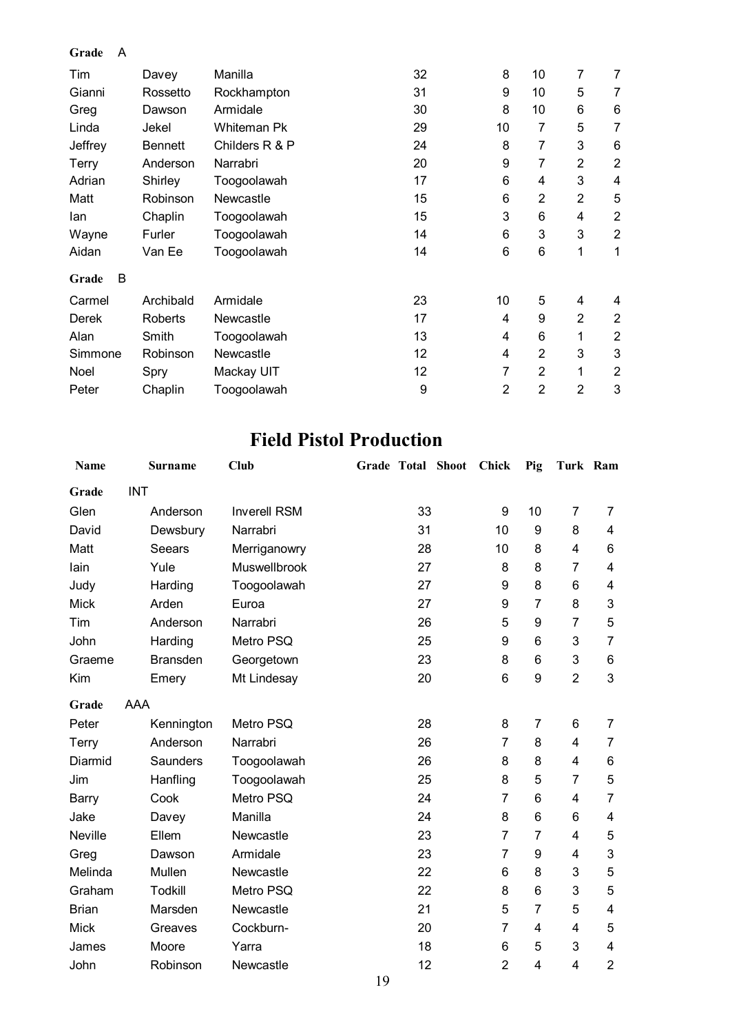| Name | Surname | Club | Grade | Total | Shoot | Chick | Pig | Turk | Ram |
|---|---|---|---|---|---|---|---|---|---|
| **Grade** A | | | | | | | | | |
| Tim | Davey | Manilla | | 32 | | 8 | 10 | 7 | 7 |
| Gianni | Rossetto | Rockhampton | | 31 | | 9 | 10 | 5 | 7 |
| Greg | Dawson | Armidale | | 30 | | 8 | 10 | 6 | 6 |
| Linda | Jekel | Whiteman Pk | | 29 | | 10 | 7 | 5 | 7 |
| Jeffrey | Bennett | Childers R & P | | 24 | | 8 | 7 | 3 | 6 |
| Terry | Anderson | Narrabri | | 20 | | 9 | 7 | 2 | 2 |
| Adrian | Shirley | Toogoolawah | | 17 | | 6 | 4 | 3 | 4 |
| Matt | Robinson | Newcastle | | 15 | | 6 | 2 | 2 | 5 |
| Ian | Chaplin | Toogoolawah | | 15 | | 3 | 6 | 4 | 2 |
| Wayne | Furler | Toogoolawah | | 14 | | 6 | 3 | 3 | 2 |
| Aidan | Van Ee | Toogoolawah | | 14 | | 6 | 6 | 1 | 1 |
| **Grade** B | | | | | | | | | |
| Carmel | Archibald | Armidale | | 23 | | 10 | 5 | 4 | 4 |
| Derek | Roberts | Newcastle | | 17 | | 4 | 9 | 2 | 2 |
| Alan | Smith | Toogoolawah | | 13 | | 4 | 6 | 1 | 2 |
| Simmone | Robinson | Newcastle | | 12 | | 4 | 2 | 3 | 3 |
| Noel | Spry | Mackay UIT | | 12 | | 7 | 2 | 1 | 2 |
| Peter | Chaplin | Toogoolawah | | 9 | | 2 | 2 | 2 | 3 |

# Field Pistol Production

| Name | Surname | Club | Grade | Total | Shoot | Chick | Pig | Turk | Ram |
|---|---|---|---|---|---|---|---|---|---|
| **Grade** INT | | | | | | | | | |
| Glen | Anderson | Inverell RSM | | 33 | | 9 | 10 | 7 | 7 |
| David | Dewsbury | Narrabri | | 31 | | 10 | 9 | 8 | 4 |
| Matt | Seears | Merriganowry | | 28 | | 10 | 8 | 4 | 6 |
| Iain | Yule | Muswellbrook | | 27 | | 8 | 8 | 7 | 4 |
| Judy | Harding | Toogoolawah | | 27 | | 9 | 8 | 6 | 4 |
| Mick | Arden | Euroa | | 27 | | 9 | 7 | 8 | 3 |
| Tim | Anderson | Narrabri | | 26 | | 5 | 9 | 7 | 5 |
| John | Harding | Metro PSQ | | 25 | | 9 | 6 | 3 | 7 |
| Graeme | Bransden | Georgetown | | 23 | | 8 | 6 | 3 | 6 |
| Kim | Emery | Mt Lindesay | | 20 | | 6 | 9 | 2 | 3 |
| **Grade** AAA | | | | | | | | | |
| Peter | Kennington | Metro PSQ | | 28 | | 8 | 7 | 6 | 7 |
| Terry | Anderson | Narrabri | | 26 | | 7 | 8 | 4 | 7 |
| Diarmid | Saunders | Toogoolawah | | 26 | | 8 | 8 | 4 | 6 |
| Jim | Hanfling | Toogoolawah | | 25 | | 8 | 5 | 7 | 5 |
| Barry | Cook | Metro PSQ | | 24 | | 7 | 6 | 4 | 7 |
| Jake | Davey | Manilla | | 24 | | 8 | 6 | 6 | 4 |
| Neville | Ellem | Newcastle | | 23 | | 7 | 7 | 4 | 5 |
| Greg | Dawson | Armidale | | 23 | | 7 | 9 | 4 | 3 |
| Melinda | Mullen | Newcastle | | 22 | | 6 | 8 | 3 | 5 |
| Graham | Todkill | Metro PSQ | | 22 | | 8 | 6 | 3 | 5 |
| Brian | Marsden | Newcastle | | 21 | | 5 | 7 | 5 | 4 |
| Mick | Greaves | Cockburn- | | 20 | | 7 | 4 | 4 | 5 |
| James | Moore | Yarra | | 18 | | 6 | 5 | 3 | 4 |
| John | Robinson | Newcastle | | 12 | | 2 | 4 | 4 | 2 |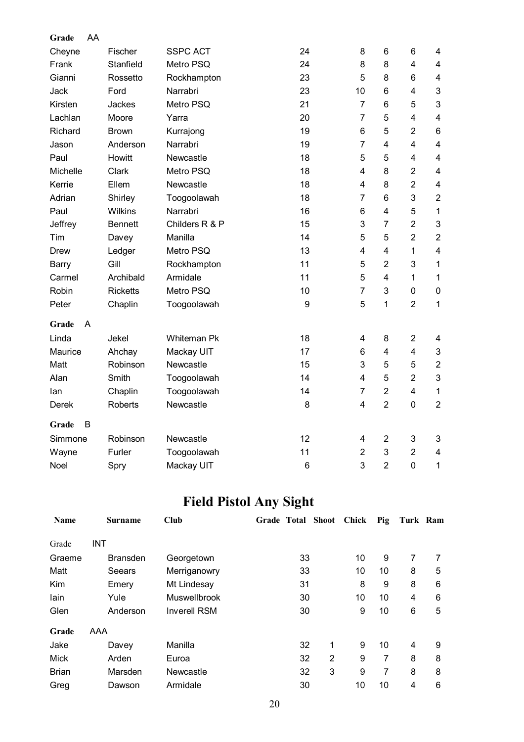| | | | | | | | | | |
|---|---|---|---|---|---|---|---|---|---|
| **Grade** AA | | | | | | | | | |
| Cheyne | Fischer | SSPC ACT | | 24 | | 8 | 6 | 6 | 4 |
| Frank | Stanfield | Metro PSQ | | 24 | | 8 | 8 | 4 | 4 |
| Gianni | Rossetto | Rockhampton | | 23 | | 5 | 8 | 6 | 4 |
| Jack | Ford | Narrabri | | 23 | | 10 | 6 | 4 | 3 |
| Kirsten | Jackes | Metro PSQ | | 21 | | 7 | 6 | 5 | 3 |
| Lachlan | Moore | Yarra | | 20 | | 7 | 5 | 4 | 4 |
| Richard | Brown | Kurrajong | | 19 | | 6 | 5 | 2 | 6 |
| Jason | Anderson | Narrabri | | 19 | | 7 | 4 | 4 | 4 |
| Paul | Howitt | Newcastle | | 18 | | 5 | 5 | 4 | 4 |
| Michelle | Clark | Metro PSQ | | 18 | | 4 | 8 | 2 | 4 |
| Kerrie | Ellem | Newcastle | | 18 | | 4 | 8 | 2 | 4 |
| Adrian | Shirley | Toogoolawah | | 18 | | 7 | 6 | 3 | 2 |
| Paul | Wilkins | Narrabri | | 16 | | 6 | 4 | 5 | 1 |
| Jeffrey | Bennett | Childers R & P | | 15 | | 3 | 7 | 2 | 3 |
| Tim | Davey | Manilla | | 14 | | 5 | 5 | 2 | 2 |
| Drew | Ledger | Metro PSQ | | 13 | | 4 | 4 | 1 | 4 |
| Barry | Gill | Rockhampton | | 11 | | 5 | 2 | 3 | 1 |
| Carmel | Archibald | Armidale | | 11 | | 5 | 4 | 1 | 1 |
| Robin | Ricketts | Metro PSQ | | 10 | | 7 | 3 | 0 | 0 |
| Peter | Chaplin | Toogoolawah | | 9 | | 5 | 1 | 2 | 1 |
| **Grade** A | | | | | | | | | |
| Linda | Jekel | Whiteman Pk | | 18 | | 4 | 8 | 2 | 4 |
| Maurice | Ahchay | Mackay UIT | | 17 | | 6 | 4 | 4 | 3 |
| Matt | Robinson | Newcastle | | 15 | | 3 | 5 | 5 | 2 |
| Alan | Smith | Toogoolawah | | 14 | | 4 | 5 | 2 | 3 |
| Ian | Chaplin | Toogoolawah | | 14 | | 7 | 2 | 4 | 1 |
| Derek | Roberts | Newcastle | | 8 | | 4 | 2 | 0 | 2 |
| **Grade** B | | | | | | | | | |
| Simmone | Robinson | Newcastle | | 12 | | 4 | 2 | 3 | 3 |
| Wayne | Furler | Toogoolawah | | 11 | | 2 | 3 | 2 | 4 |
| Noel | Spry | Mackay UIT | | 6 | | 3 | 2 | 0 | 1 |

# Field Pistol Any Sight

| Name | Surname | Club | Grade | Total | Shoot | Chick | Pig | Turk | Ram |
|---|---|---|---|---|---|---|---|---|---|
| Grade INT | | | | | | | | | |
| Graeme | Bransden | Georgetown | | 33 | | 10 | 9 | 7 | 7 |
| Matt | Seears | Merriganowry | | 33 | | 10 | 10 | 8 | 5 |
| Kim | Emery | Mt Lindesay | | 31 | | 8 | 9 | 8 | 6 |
| Iain | Yule | Muswellbrook | | 30 | | 10 | 10 | 4 | 6 |
| Glen | Anderson | Inverell RSM | | 30 | | 9 | 10 | 6 | 5 |
| **Grade** AAA | | | | | | | | | |
| Jake | Davey | Manilla | | 32 | 1 | 9 | 10 | 4 | 9 |
| Mick | Arden | Euroa | | 32 | 2 | 9 | 7 | 8 | 8 |
| Brian | Marsden | Newcastle | | 32 | 3 | 9 | 7 | 8 | 8 |
| Greg | Dawson | Armidale | | 30 | | 10 | 10 | 4 | 6 |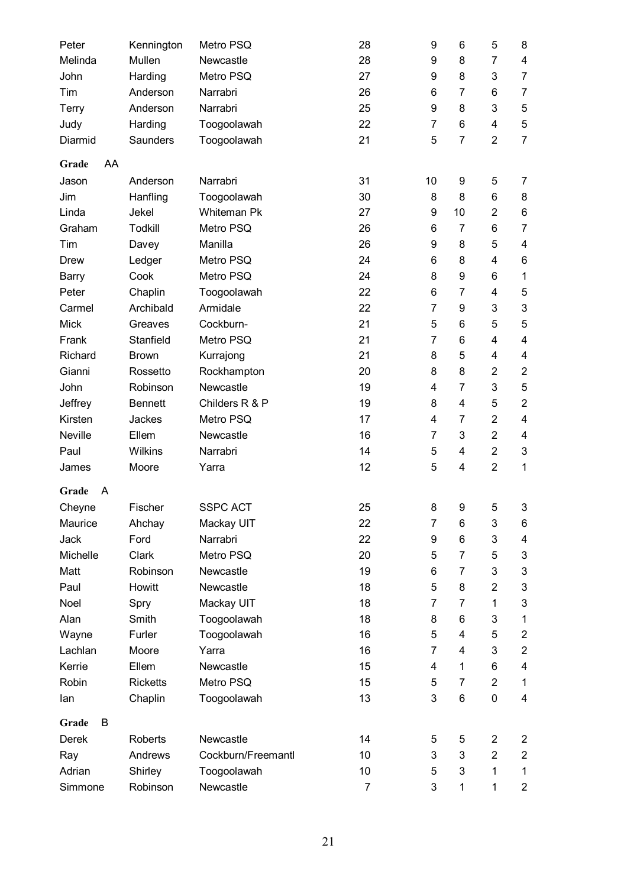| | | | | | | | |
|---|---|---|---|---|---|---|---|
| Peter | Kennington | Metro PSQ | 28 | 9 | 6 | 5 | 8 |
| Melinda | Mullen | Newcastle | 28 | 9 | 8 | 7 | 4 |
| John | Harding | Metro PSQ | 27 | 9 | 8 | 3 | 7 |
| Tim | Anderson | Narrabri | 26 | 6 | 7 | 6 | 7 |
| Terry | Anderson | Narrabri | 25 | 9 | 8 | 3 | 5 |
| Judy | Harding | Toogoolawah | 22 | 7 | 6 | 4 | 5 |
| Diarmid | Saunders | Toogoolawah | 21 | 5 | 7 | 2 | 7 |

**Grade** AA

| | | | | | | | |
|---|---|---|---|---|---|---|---|
| Jason | Anderson | Narrabri | 31 | 10 | 9 | 5 | 7 |
| Jim | Hanfling | Toogoolawah | 30 | 8 | 8 | 6 | 8 |
| Linda | Jekel | Whiteman Pk | 27 | 9 | 10 | 2 | 6 |
| Graham | Todkill | Metro PSQ | 26 | 6 | 7 | 6 | 7 |
| Tim | Davey | Manilla | 26 | 9 | 8 | 5 | 4 |
| Drew | Ledger | Metro PSQ | 24 | 6 | 8 | 4 | 6 |
| Barry | Cook | Metro PSQ | 24 | 8 | 9 | 6 | 1 |
| Peter | Chaplin | Toogoolawah | 22 | 6 | 7 | 4 | 5 |
| Carmel | Archibald | Armidale | 22 | 7 | 9 | 3 | 3 |
| Mick | Greaves | Cockburn- | 21 | 5 | 6 | 5 | 5 |
| Frank | Stanfield | Metro PSQ | 21 | 7 | 6 | 4 | 4 |
| Richard | Brown | Kurrajong | 21 | 8 | 5 | 4 | 4 |
| Gianni | Rossetto | Rockhampton | 20 | 8 | 8 | 2 | 2 |
| John | Robinson | Newcastle | 19 | 4 | 7 | 3 | 5 |
| Jeffrey | Bennett | Childers R & P | 19 | 8 | 4 | 5 | 2 |
| Kirsten | Jackes | Metro PSQ | 17 | 4 | 7 | 2 | 4 |
| Neville | Ellem | Newcastle | 16 | 7 | 3 | 2 | 4 |
| Paul | Wilkins | Narrabri | 14 | 5 | 4 | 2 | 3 |
| James | Moore | Yarra | 12 | 5 | 4 | 2 | 1 |

**Grade** A

| | | | | | | | |
|---|---|---|---|---|---|---|---|
| Cheyne | Fischer | SSPC ACT | 25 | 8 | 9 | 5 | 3 |
| Maurice | Ahchay | Mackay UIT | 22 | 7 | 6 | 3 | 6 |
| Jack | Ford | Narrabri | 22 | 9 | 6 | 3 | 4 |
| Michelle | Clark | Metro PSQ | 20 | 5 | 7 | 5 | 3 |
| Matt | Robinson | Newcastle | 19 | 6 | 7 | 3 | 3 |
| Paul | Howitt | Newcastle | 18 | 5 | 8 | 2 | 3 |
| Noel | Spry | Mackay UIT | 18 | 7 | 7 | 1 | 3 |
| Alan | Smith | Toogoolawah | 18 | 8 | 6 | 3 | 1 |
| Wayne | Furler | Toogoolawah | 16 | 5 | 4 | 5 | 2 |
| Lachlan | Moore | Yarra | 16 | 7 | 4 | 3 | 2 |
| Kerrie | Ellem | Newcastle | 15 | 4 | 1 | 6 | 4 |
| Robin | Ricketts | Metro PSQ | 15 | 5 | 7 | 2 | 1 |
| Ian | Chaplin | Toogoolawah | 13 | 3 | 6 | 0 | 4 |

**Grade** B

| | | | | | | | |
|---|---|---|---|---|---|---|---|
| Derek | Roberts | Newcastle | 14 | 5 | 5 | 2 | 2 |
| Ray | Andrews | Cockburn/Freemantl | 10 | 3 | 3 | 2 | 2 |
| Adrian | Shirley | Toogoolawah | 10 | 5 | 3 | 1 | 1 |
| Simmone | Robinson | Newcastle | 7 | 3 | 1 | 1 | 2 |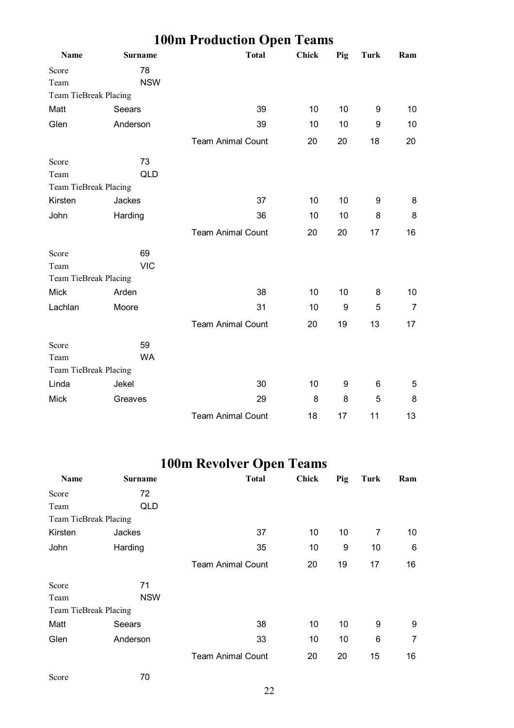# 100m Production Open Teams

| Name | Surname | Total | Chick | Pig | Turk | Ram |
|---|---|---|---|---|---|---|
| Score | 78 | | | | | |
| Team | NSW | | | | | |
| Team TieBreak Placing | | | | | | |
| Matt | Seears | 39 | 10 | 10 | 9 | 10 |
| Glen | Anderson | 39 | 10 | 10 | 9 | 10 |
| | | Team Animal Count | 20 | 20 | 18 | 20 |
| Score | 73 | | | | | |
| Team | QLD | | | | | |
| Team TieBreak Placing | | | | | | |
| Kirsten | Jackes | 37 | 10 | 10 | 9 | 8 |
| John | Harding | 36 | 10 | 10 | 8 | 8 |
| | | Team Animal Count | 20 | 20 | 17 | 16 |
| Score | 69 | | | | | |
| Team | VIC | | | | | |
| Team TieBreak Placing | | | | | | |
| Mick | Arden | 38 | 10 | 10 | 8 | 10 |
| Lachlan | Moore | 31 | 10 | 9 | 5 | 7 |
| | | Team Animal Count | 20 | 19 | 13 | 17 |
| Score | 59 | | | | | |
| Team | WA | | | | | |
| Team TieBreak Placing | | | | | | |
| Linda | Jekel | 30 | 10 | 9 | 6 | 5 |
| Mick | Greaves | 29 | 8 | 8 | 5 | 8 |
| | | Team Animal Count | 18 | 17 | 11 | 13 |

# 100m Revolver Open Teams

| Name | Surname | Total | Chick | Pig | Turk | Ram |
|---|---|---|---|---|---|---|
| Score | 72 | | | | | |
| Team | QLD | | | | | |
| Team TieBreak Placing | | | | | | |
| Kirsten | Jackes | 37 | 10 | 10 | 7 | 10 |
| John | Harding | 35 | 10 | 9 | 10 | 6 |
| | | Team Animal Count | 20 | 19 | 17 | 16 |
| Score | 71 | | | | | |
| Team | NSW | | | | | |
| Team TieBreak Placing | | | | | | |
| Matt | Seears | 38 | 10 | 10 | 9 | 9 |
| Glen | Anderson | 33 | 10 | 10 | 6 | 7 |
| | | Team Animal Count | 20 | 20 | 15 | 16 |
| Score | 70 | | | | | |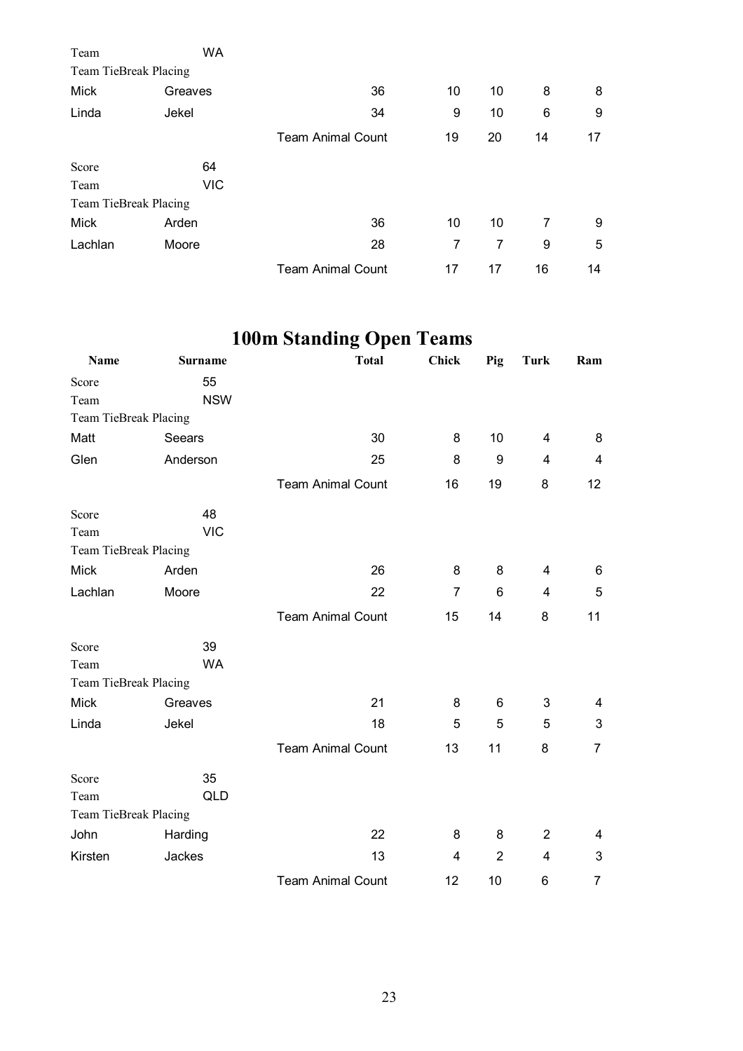| | | | | | | |
|---|---|---|---|---|---|---|
| Team | WA | | | | | |
| Team TieBreak Placing | | | | | | |
| Mick | Greaves | 36 | 10 | 10 | 8 | 8 |
| Linda | Jekel | 34 | 9 | 10 | 6 | 9 |
| | | Team Animal Count | 19 | 20 | 14 | 17 |
| Score | 64 | | | | | |
| Team | VIC | | | | | |
| Team TieBreak Placing | | | | | | |
| Mick | Arden | 36 | 10 | 10 | 7 | 9 |
| Lachlan | Moore | 28 | 7 | 7 | 9 | 5 |
| | | Team Animal Count | 17 | 17 | 16 | 14 |

# 100m Standing Open Teams

| Name | Surname | Total | Chick | Pig | Turk | Ram |
|---|---|---|---|---|---|---|
| Score | 55 | | | | | |
| Team | NSW | | | | | |
| Team TieBreak Placing | | | | | | |
| Matt | Seears | 30 | 8 | 10 | 4 | 8 |
| Glen | Anderson | 25 | 8 | 9 | 4 | 4 |
| | | Team Animal Count | 16 | 19 | 8 | 12 |
| Score | 48 | | | | | |
| Team | VIC | | | | | |
| Team TieBreak Placing | | | | | | |
| Mick | Arden | 26 | 8 | 8 | 4 | 6 |
| Lachlan | Moore | 22 | 7 | 6 | 4 | 5 |
| | | Team Animal Count | 15 | 14 | 8 | 11 |
| Score | 39 | | | | | |
| Team | WA | | | | | |
| Team TieBreak Placing | | | | | | |
| Mick | Greaves | 21 | 8 | 6 | 3 | 4 |
| Linda | Jekel | 18 | 5 | 5 | 5 | 3 |
| | | Team Animal Count | 13 | 11 | 8 | 7 |
| Score | 35 | | | | | |
| Team | QLD | | | | | |
| Team TieBreak Placing | | | | | | |
| John | Harding | 22 | 8 | 8 | 2 | 4 |
| Kirsten | Jackes | 13 | 4 | 2 | 4 | 3 |
| | | Team Animal Count | 12 | 10 | 6 | 7 |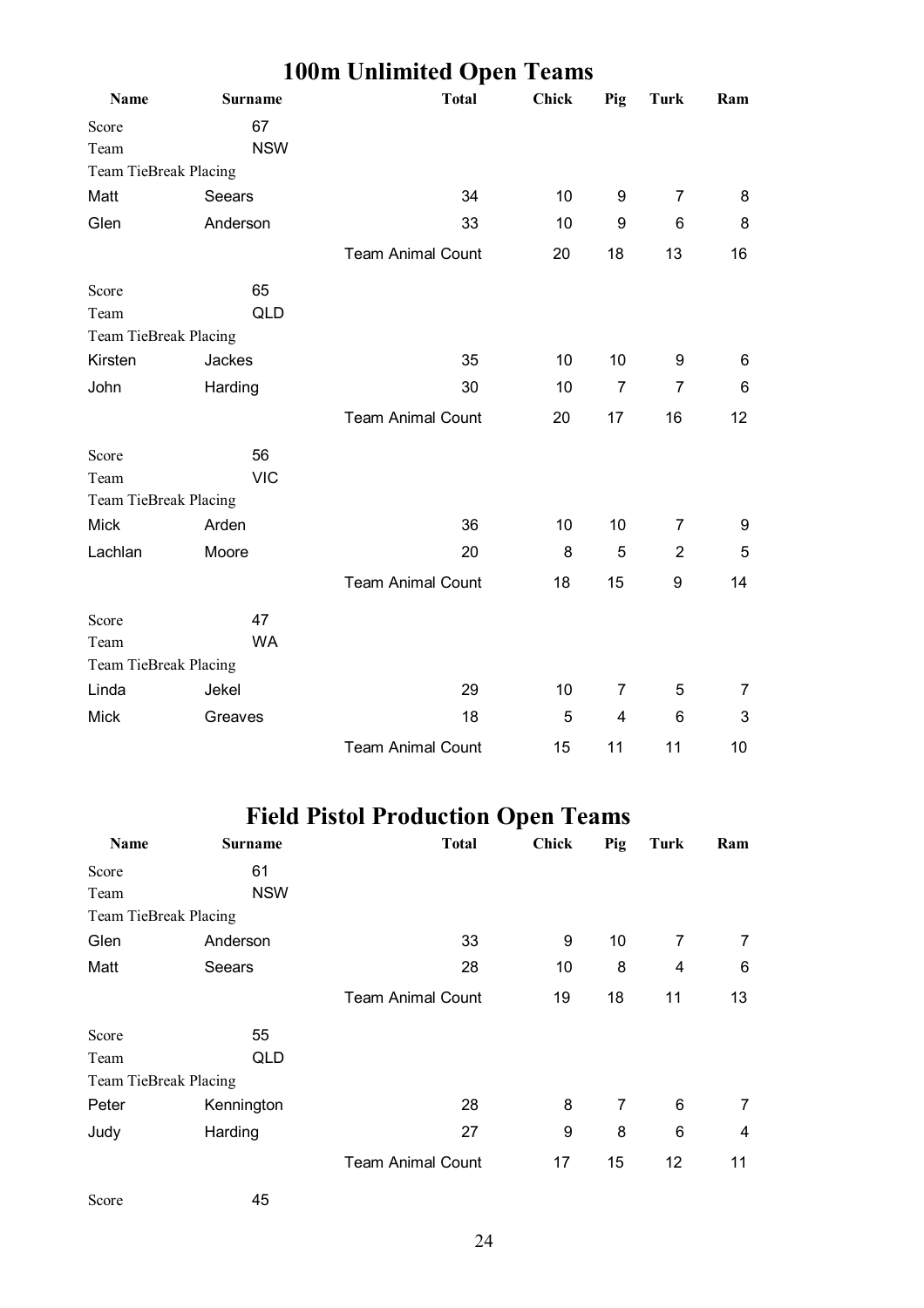## 100m Unlimited Open Teams

| Name | Surname | Total | Chick | Pig | Turk | Ram |
|---|---|---|---|---|---|---|
| Score | 67 | | | | | |
| Team | NSW | | | | | |
| Team TieBreak Placing | | | | | | |
| Matt | Seears | 34 | 10 | 9 | 7 | 8 |
| Glen | Anderson | 33 | 10 | 9 | 6 | 8 |
| | | Team Animal Count | 20 | 18 | 13 | 16 |
| Score | 65 | | | | | |
| Team | QLD | | | | | |
| Team TieBreak Placing | | | | | | |
| Kirsten | Jackes | 35 | 10 | 10 | 9 | 6 |
| John | Harding | 30 | 10 | 7 | 7 | 6 |
| | | Team Animal Count | 20 | 17 | 16 | 12 |
| Score | 56 | | | | | |
| Team | VIC | | | | | |
| Team TieBreak Placing | | | | | | |
| Mick | Arden | 36 | 10 | 10 | 7 | 9 |
| Lachlan | Moore | 20 | 8 | 5 | 2 | 5 |
| | | Team Animal Count | 18 | 15 | 9 | 14 |
| Score | 47 | | | | | |
| Team | WA | | | | | |
| Team TieBreak Placing | | | | | | |
| Linda | Jekel | 29 | 10 | 7 | 5 | 7 |
| Mick | Greaves | 18 | 5 | 4 | 6 | 3 |
| | | Team Animal Count | 15 | 11 | 11 | 10 |

## Field Pistol Production Open Teams

| Name | Surname | Total | Chick | Pig | Turk | Ram |
|---|---|---|---|---|---|---|
| Score | 61 | | | | | |
| Team | NSW | | | | | |
| Team TieBreak Placing | | | | | | |
| Glen | Anderson | 33 | 9 | 10 | 7 | 7 |
| Matt | Seears | 28 | 10 | 8 | 4 | 6 |
| | | Team Animal Count | 19 | 18 | 11 | 13 |
| Score | 55 | | | | | |
| Team | QLD | | | | | |
| Team TieBreak Placing | | | | | | |
| Peter | Kennington | 28 | 8 | 7 | 6 | 7 |
| Judy | Harding | 27 | 9 | 8 | 6 | 4 |
| | | Team Animal Count | 17 | 15 | 12 | 11 |
| Score | 45 | | | | | |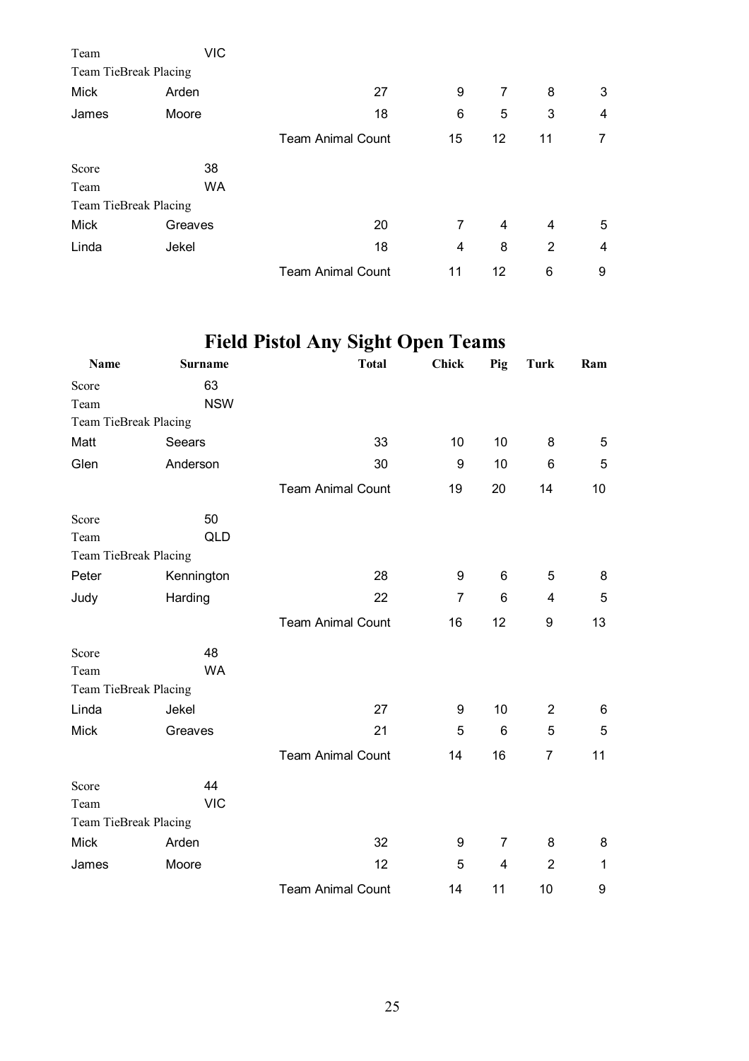| | | | | | | |
|---|---|---|---|---|---|---|
| Team | VIC | | | | | |
| Team TieBreak Placing | | | | | | |
| Mick | Arden | 27 | 9 | 7 | 8 | 3 |
| James | Moore | 18 | 6 | 5 | 3 | 4 |
| | | Team Animal Count | 15 | 12 | 11 | 7 |
| Score | 38 | | | | | |
| Team | WA | | | | | |
| Team TieBreak Placing | | | | | | |
| Mick | Greaves | 20 | 7 | 4 | 4 | 5 |
| Linda | Jekel | 18 | 4 | 8 | 2 | 4 |
| | | Team Animal Count | 11 | 12 | 6 | 9 |

# Field Pistol Any Sight Open Teams

| Name | Surname | Total | Chick | Pig | Turk | Ram |
|---|---|---|---|---|---|---|
| Score | 63 | | | | | |
| Team | NSW | | | | | |
| Team TieBreak Placing | | | | | | |
| Matt | Seears | 33 | 10 | 10 | 8 | 5 |
| Glen | Anderson | 30 | 9 | 10 | 6 | 5 |
| | | Team Animal Count | 19 | 20 | 14 | 10 |
| Score | 50 | | | | | |
| Team | QLD | | | | | |
| Team TieBreak Placing | | | | | | |
| Peter | Kennington | 28 | 9 | 6 | 5 | 8 |
| Judy | Harding | 22 | 7 | 6 | 4 | 5 |
| | | Team Animal Count | 16 | 12 | 9 | 13 |
| Score | 48 | | | | | |
| Team | WA | | | | | |
| Team TieBreak Placing | | | | | | |
| Linda | Jekel | 27 | 9 | 10 | 2 | 6 |
| Mick | Greaves | 21 | 5 | 6 | 5 | 5 |
| | | Team Animal Count | 14 | 16 | 7 | 11 |
| Score | 44 | | | | | |
| Team | VIC | | | | | |
| Team TieBreak Placing | | | | | | |
| Mick | Arden | 32 | 9 | 7 | 8 | 8 |
| James | Moore | 12 | 5 | 4 | 2 | 1 |
| | | Team Animal Count | 14 | 11 | 10 | 9 |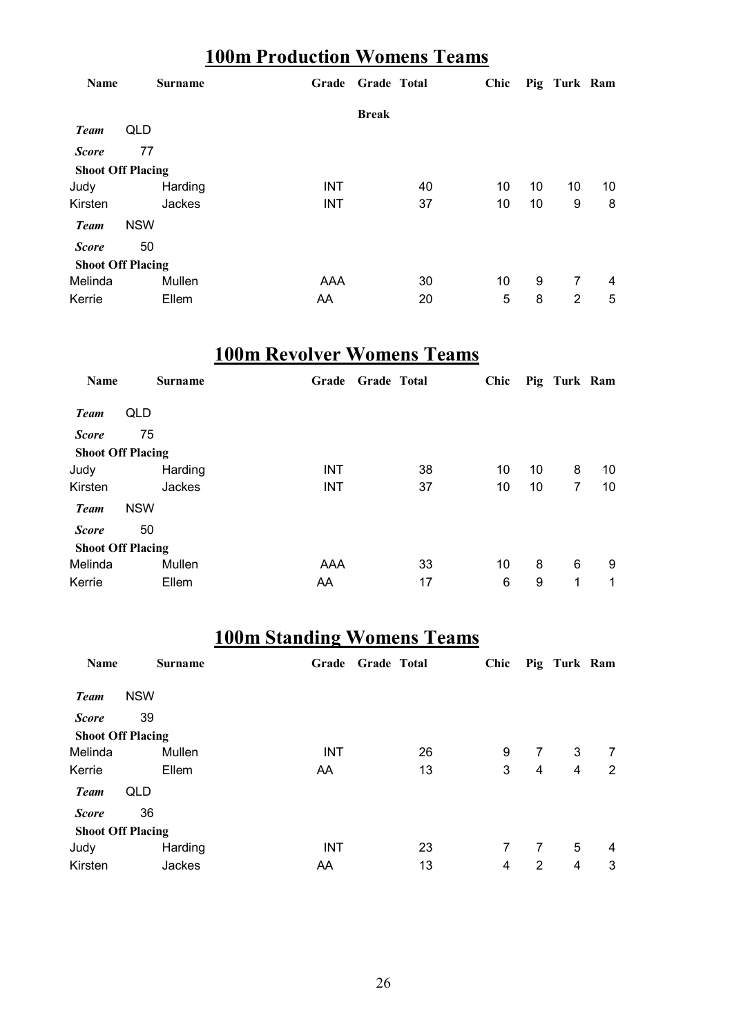## 100m Production Womens Teams

| Name | Surname | Grade | Grade Break | Total | Chic | Pig | Turk | Ram |
|---|---|---|---|---|---|---|---|---|
| ***Team*** | QLD | | | | | | | |
| ***Score*** | 77 | | | | | | | |
| **Shoot Off Placing** | | | | | | | | |
| Judy | Harding | INT | | 40 | 10 | 10 | 10 | 10 |
| Kirsten | Jackes | INT | | 37 | 10 | 10 | 9 | 8 |
| ***Team*** | NSW | | | | | | | |
| ***Score*** | 50 | | | | | | | |
| **Shoot Off Placing** | | | | | | | | |
| Melinda | Mullen | AAA | | 30 | 10 | 9 | 7 | 4 |
| Kerrie | Ellem | AA | | 20 | 5 | 8 | 2 | 5 |

## 100m Revolver Womens Teams

| Name | Surname | Grade | Grade | Total | Chic | Pig | Turk | Ram |
|---|---|---|---|---|---|---|---|---|
| ***Team*** | QLD | | | | | | | |
| ***Score*** | 75 | | | | | | | |
| **Shoot Off Placing** | | | | | | | | |
| Judy | Harding | INT | | 38 | 10 | 10 | 8 | 10 |
| Kirsten | Jackes | INT | | 37 | 10 | 10 | 7 | 10 |
| ***Team*** | NSW | | | | | | | |
| ***Score*** | 50 | | | | | | | |
| **Shoot Off Placing** | | | | | | | | |
| Melinda | Mullen | AAA | | 33 | 10 | 8 | 6 | 9 |
| Kerrie | Ellem | AA | | 17 | 6 | 9 | 1 | 1 |

## 100m Standing Womens Teams

| Name | Surname | Grade | Grade | Total | Chic | Pig | Turk | Ram |
|---|---|---|---|---|---|---|---|---|
| ***Team*** | NSW | | | | | | | |
| ***Score*** | 39 | | | | | | | |
| **Shoot Off Placing** | | | | | | | | |
| Melinda | Mullen | INT | | 26 | 9 | 7 | 3 | 7 |
| Kerrie | Ellem | AA | | 13 | 3 | 4 | 4 | 2 |
| ***Team*** | QLD | | | | | | | |
| ***Score*** | 36 | | | | | | | |
| **Shoot Off Placing** | | | | | | | | |
| Judy | Harding | INT | | 23 | 7 | 7 | 5 | 4 |
| Kirsten | Jackes | AA | | 13 | 4 | 2 | 4 | 3 |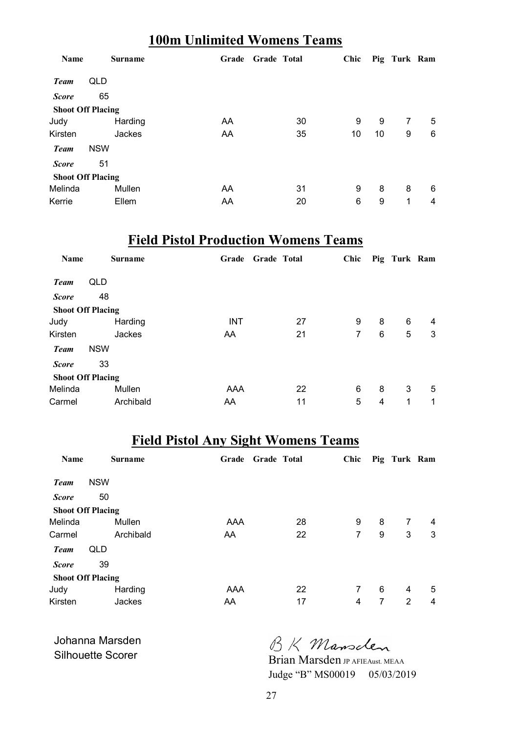## 100m Unlimited Womens Teams

| Name | Surname | Grade | Grade | Total | Chic | Pig | Turk | Ram |
|---|---|---|---|---|---|---|---|---|
| *Team* | QLD | | | | | | | |
| *Score* | 65 | | | | | | | |
| **Shoot Off Placing** | | | | | | | | |
| Judy | Harding | AA | | 30 | 9 | 9 | 7 | 5 |
| Kirsten | Jackes | AA | | 35 | 10 | 10 | 9 | 6 |
| *Team* | NSW | | | | | | | |
| *Score* | 51 | | | | | | | |
| **Shoot Off Placing** | | | | | | | | |
| Melinda | Mullen | AA | | 31 | 9 | 8 | 8 | 6 |
| Kerrie | Ellem | AA | | 20 | 6 | 9 | 1 | 4 |

## Field Pistol Production Womens Teams

| Name | Surname | Grade | Grade | Total | Chic | Pig | Turk | Ram |
|---|---|---|---|---|---|---|---|---|
| *Team* | QLD | | | | | | | |
| *Score* | 48 | | | | | | | |
| **Shoot Off Placing** | | | | | | | | |
| Judy | Harding | INT | | 27 | 9 | 8 | 6 | 4 |
| Kirsten | Jackes | AA | | 21 | 7 | 6 | 5 | 3 |
| *Team* | NSW | | | | | | | |
| *Score* | 33 | | | | | | | |
| **Shoot Off Placing** | | | | | | | | |
| Melinda | Mullen | AAA | | 22 | 6 | 8 | 3 | 5 |
| Carmel | Archibald | AA | | 11 | 5 | 4 | 1 | 1 |

## Field Pistol Any Sight Womens Teams

| Name | Surname | Grade | Grade | Total | Chic | Pig | Turk | Ram |
|---|---|---|---|---|---|---|---|---|
| *Team* | NSW | | | | | | | |
| *Score* | 50 | | | | | | | |
| **Shoot Off Placing** | | | | | | | | |
| Melinda | Mullen | AAA | | 28 | 9 | 8 | 7 | 4 |
| Carmel | Archibald | AA | | 22 | 7 | 9 | 3 | 3 |
| *Team* | QLD | | | | | | | |
| *Score* | 39 | | | | | | | |
| **Shoot Off Placing** | | | | | | | | |
| Judy | Harding | AAA | | 22 | 7 | 6 | 4 | 5 |
| Kirsten | Jackes | AA | | 17 | 4 | 7 | 2 | 4 |

Johanna Marsden
Silhouette Scorer

B K Marsden
Brian Marsden JP AFIEAust. MEAA
Judge "B" MS00019 05/03/2019